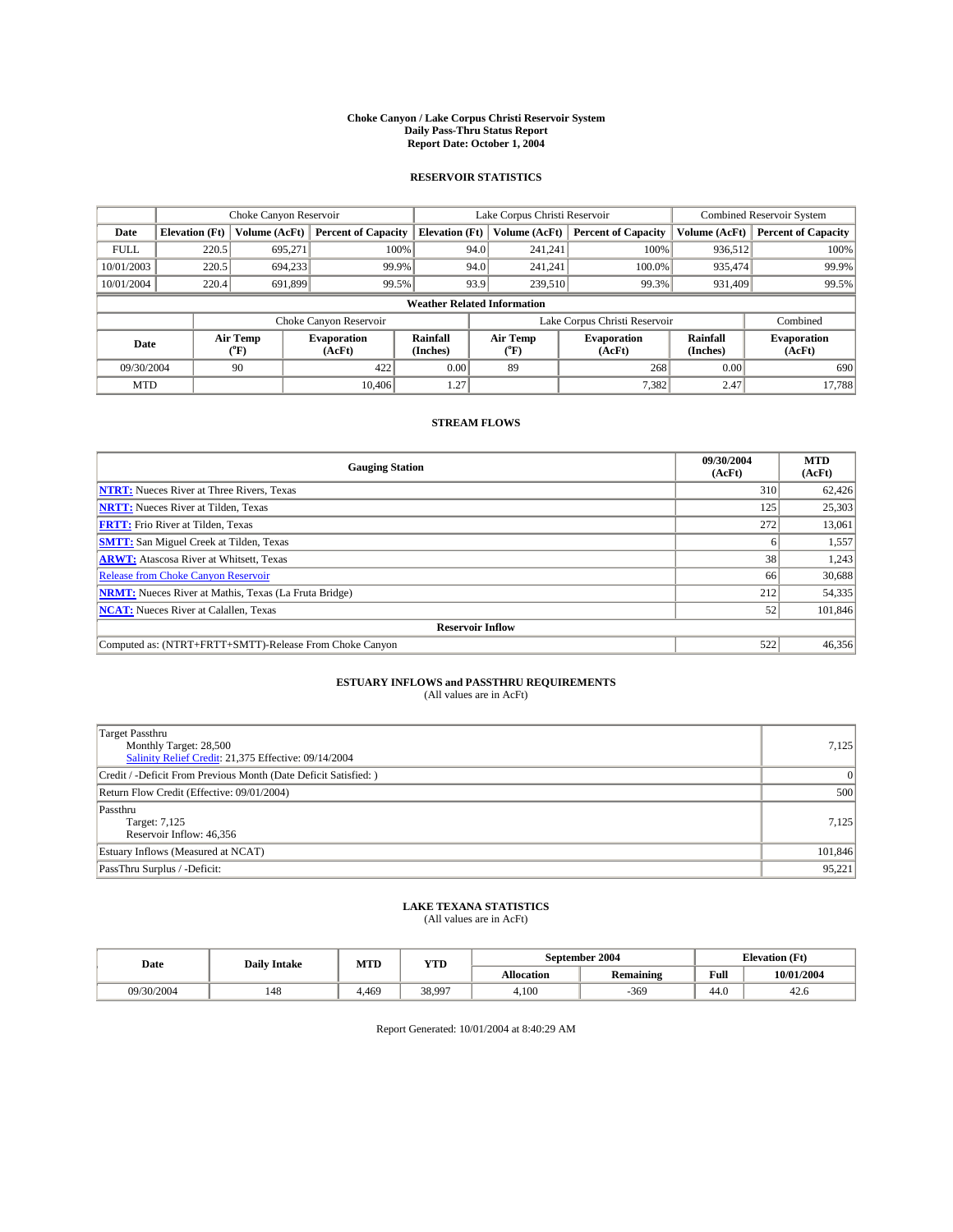# Choke Canyon / Lake Corpus Christi Reservoir System
## Daily Pass-Thru Status Report
## Report Date: October 1, 2004

### RESERVOIR STATISTICS

| | Choke Canyon Reservoir | | | Lake Corpus Christi Reservoir | | | Combined Reservoir System | |
|---|---|---|---|---|---|---|---|---|
| Date | Elevation (Ft) | Volume (AcFt) | Percent of Capacity | Elevation (Ft) | Volume (AcFt) | Percent of Capacity | Volume (AcFt) | Percent of Capacity |
| FULL | 220.5 | 695,271 | 100% | 94.0 | 241,241 | 100% | 936,512 | 100% |
| 10/01/2003 | 220.5 | 694,233 | 99.9% | 94.0 | 241,241 | 100.0% | 935,474 | 99.9% |
| 10/01/2004 | 220.4 | 691,899 | 99.5% | 93.9 | 239,510 | 99.3% | 931,409 | 99.5% |

**Weather Related Information**

| | Choke Canyon Reservoir | | | Lake Corpus Christi Reservoir | | | Combined |
|---|---|---|---|---|---|---|---|
| Date | Air Temp (°F) | Evaporation (AcFt) | Rainfall (Inches) | Air Temp (°F) | Evaporation (AcFt) | Rainfall (Inches) | Evaporation (AcFt) |
| 09/30/2004 | 90 | 422 | 0.00 | 89 | 268 | 0.00 | 690 |
| MTD | | 10,406 | 1.27 | | 7,382 | 2.47 | 17,788 |

### STREAM FLOWS

| Gauging Station | 09/30/2004 (AcFt) | MTD (AcFt) |
|---|---|---|
| NTRT: Nueces River at Three Rivers, Texas | 310 | 62,426 |
| NRTT: Nueces River at Tilden, Texas | 125 | 25,303 |
| FRTT: Frio River at Tilden, Texas | 272 | 13,061 |
| SMTT: San Miguel Creek at Tilden, Texas | 6 | 1,557 |
| ARWT: Atascosa River at Whitsett, Texas | 38 | 1,243 |
| Release from Choke Canyon Reservoir | 66 | 30,688 |
| NRMT: Nueces River at Mathis, Texas (La Fruta Bridge) | 212 | 54,335 |
| NCAT: Nueces River at Calallen, Texas | 52 | 101,846 |
| **Reservoir Inflow** | | |
| Computed as: (NTRT+FRTT+SMTT)-Release From Choke Canyon | 522 | 46,356 |

### ESTUARY INFLOWS and PASSTHRU REQUIREMENTS
(All values are in AcFt)

| | |
|---|---|
| Target Passthru<br>Monthly Target: 28,500<br>Salinity Relief Credit: 21,375 Effective: 09/14/2004 | 7,125 |
| Credit / -Deficit From Previous Month (Date Deficit Satisfied: ) | 0 |
| Return Flow Credit (Effective: 09/01/2004) | 500 |
| Passthru<br>Target: 7,125<br>Reservoir Inflow: 46,356 | 7,125 |
| Estuary Inflows (Measured at NCAT) | 101,846 |
| PassThru Surplus / -Deficit: | 95,221 |

### LAKE TEXANA STATISTICS
(All values are in AcFt)

| Date | Daily Intake | MTD | YTD | September 2004 | | Elevation (Ft) | |
|---|---|---|---|---|---|---|---|
| | | | | Allocation | Remaining | Full | 10/01/2004 |
| 09/30/2004 | 148 | 4,469 | 38,997 | 4,100 | -369 | 44.0 | 42.6 |

Report Generated: 10/01/2004 at 8:40:29 AM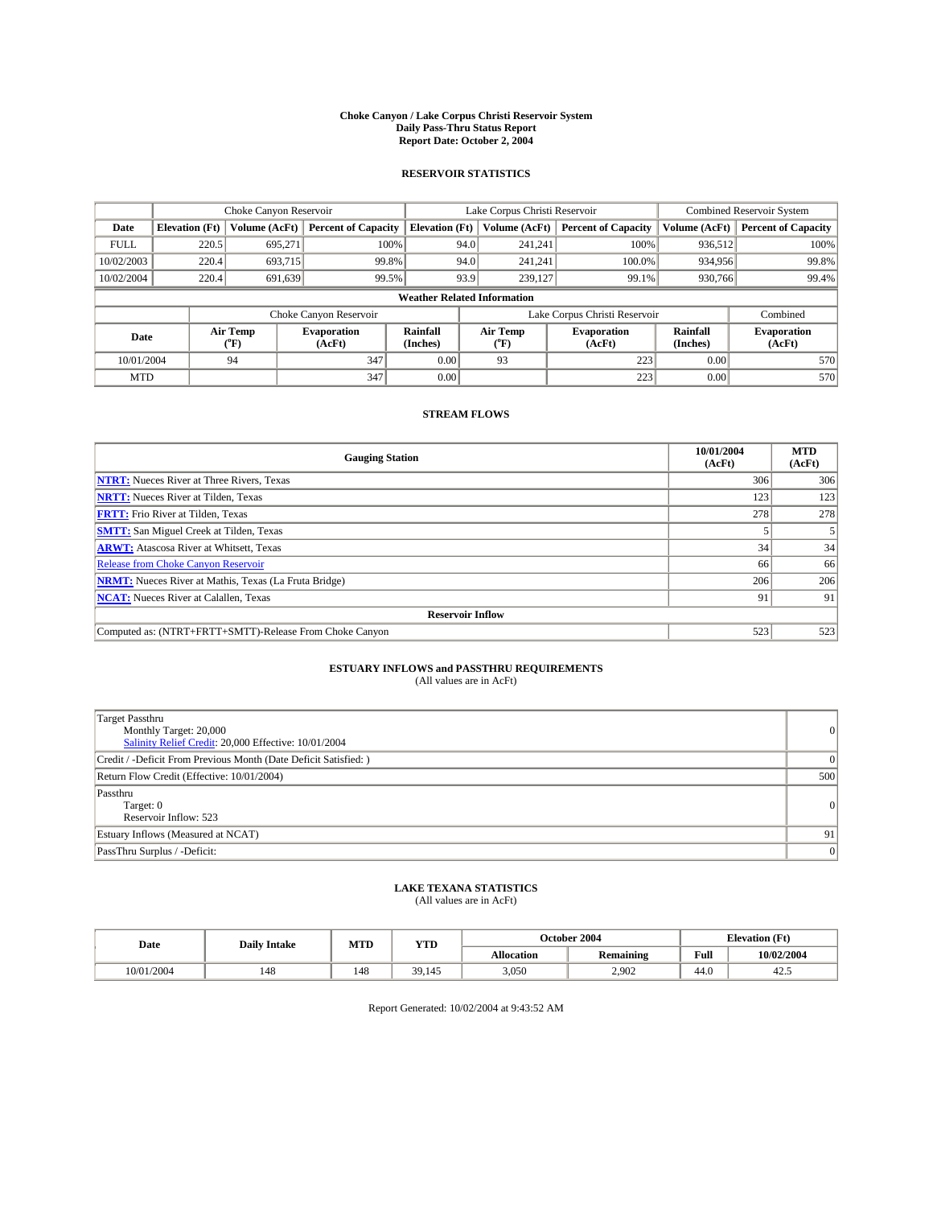# Choke Canyon / Lake Corpus Christi Reservoir System
## Daily Pass-Thru Status Report
## Report Date: October 2, 2004

### RESERVOIR STATISTICS

| | Choke Canyon Reservoir | | | Lake Corpus Christi Reservoir | | | Combined Reservoir System | |
|---|---|---|---|---|---|---|---|---|
| Date | Elevation (Ft) | Volume (AcFt) | Percent of Capacity | Elevation (Ft) | Volume (AcFt) | Percent of Capacity | Volume (AcFt) | Percent of Capacity |
| FULL | 220.5 | 695,271 | 100% | 94.0 | 241,241 | 100% | 936,512 | 100% |
| 10/02/2003 | 220.4 | 693,715 | 99.8% | 94.0 | 241,241 | 100.0% | 934,956 | 99.8% |
| 10/02/2004 | 220.4 | 691,639 | 99.5% | 93.9 | 239,127 | 99.1% | 930,766 | 99.4% |

**Weather Related Information**

| | Choke Canyon Reservoir | | | Lake Corpus Christi Reservoir | | | Combined |
|---|---|---|---|---|---|---|---|
| Date | Air Temp (°F) | Evaporation (AcFt) | Rainfall (Inches) | Air Temp (°F) | Evaporation (AcFt) | Rainfall (Inches) | Evaporation (AcFt) |
| 10/01/2004 | 94 | 347 | 0.00 | 93 | 223 | 0.00 | 570 |
| MTD | | 347 | 0.00 | | 223 | 0.00 | 570 |

### STREAM FLOWS

| Gauging Station | 10/01/2004 (AcFt) | MTD (AcFt) |
|---|---|---|
| **NTRT:** Nueces River at Three Rivers, Texas | 306 | 306 |
| **NRTT:** Nueces River at Tilden, Texas | 123 | 123 |
| **FRTT:** Frio River at Tilden, Texas | 278 | 278 |
| **SMTT:** San Miguel Creek at Tilden, Texas | 5 | 5 |
| **ARWT:** Atascosa River at Whitsett, Texas | 34 | 34 |
| Release from Choke Canyon Reservoir | 66 | 66 |
| **NRMT:** Nueces River at Mathis, Texas (La Fruta Bridge) | 206 | 206 |
| **NCAT:** Nueces River at Calallen, Texas | 91 | 91 |
| **Reservoir Inflow** | | |
| Computed as: (NTRT+FRTT+SMTT)-Release From Choke Canyon | 523 | 523 |

### ESTUARY INFLOWS and PASSTHRU REQUIREMENTS
(All values are in AcFt)

| | |
|---|---|
| Target Passthru<br>Monthly Target: 20,000<br>Salinity Relief Credit: 20,000 Effective: 10/01/2004 | 0 |
| Credit / -Deficit From Previous Month (Date Deficit Satisfied: ) | 0 |
| Return Flow Credit (Effective: 10/01/2004) | 500 |
| Passthru<br>Target: 0<br>Reservoir Inflow: 523 | 0 |
| Estuary Inflows (Measured at NCAT) | 91 |
| PassThru Surplus / -Deficit: | 0 |

### LAKE TEXANA STATISTICS
(All values are in AcFt)

| Date | Daily Intake | MTD | YTD | October 2004 | | Elevation (Ft) | |
|---|---|---|---|---|---|---|---|
| | | | | Allocation | Remaining | Full | 10/02/2004 |
| 10/01/2004 | 148 | 148 | 39,145 | 3,050 | 2,902 | 44.0 | 42.5 |

Report Generated: 10/02/2004 at 9:43:52 AM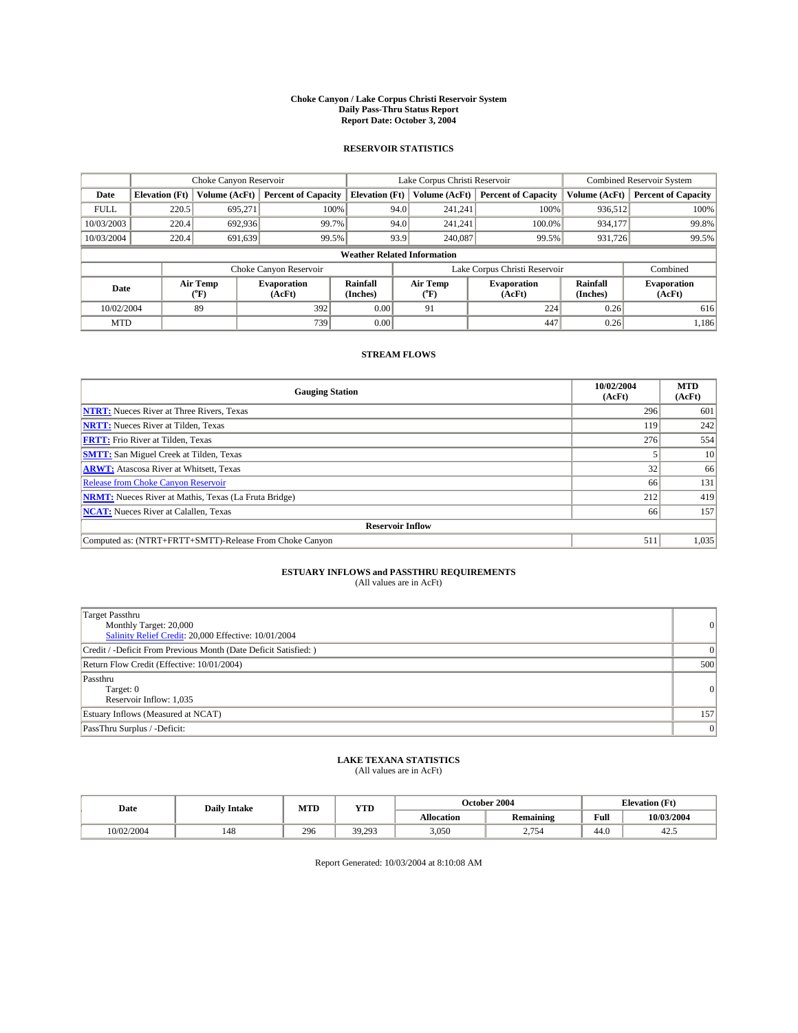# Choke Canyon / Lake Corpus Christi Reservoir System
## Daily Pass-Thru Status Report
### Report Date: October 3, 2004

## RESERVOIR STATISTICS

| | Choke Canyon Reservoir | | | Lake Corpus Christi Reservoir | | | Combined Reservoir System | |
|---|---|---|---|---|---|---|---|---|
| Date | Elevation (Ft) | Volume (AcFt) | Percent of Capacity | Elevation (Ft) | Volume (AcFt) | Percent of Capacity | Volume (AcFt) | Percent of Capacity |
| FULL | 220.5 | 695,271 | 100% | 94.0 | 241,241 | 100% | 936,512 | 100% |
| 10/03/2003 | 220.4 | 692,936 | 99.7% | 94.0 | 241,241 | 100.0% | 934,177 | 99.8% |
| 10/03/2004 | 220.4 | 691,639 | 99.5% | 93.9 | 240,087 | 99.5% | 931,726 | 99.5% |

**Weather Related Information**

| | Choke Canyon Reservoir | | | Lake Corpus Christi Reservoir | | | Combined |
|---|---|---|---|---|---|---|---|
| Date | Air Temp (°F) | Evaporation (AcFt) | Rainfall (Inches) | Air Temp (°F) | Evaporation (AcFt) | Rainfall (Inches) | Evaporation (AcFt) |
| 10/02/2004 | 89 | 392 | 0.00 | 91 | 224 | 0.26 | 616 |
| MTD | | 739 | 0.00 | | 447 | 0.26 | 1,186 |

## STREAM FLOWS

| Gauging Station | 10/02/2004 (AcFt) | MTD (AcFt) |
|---|---|---|
| **NTRT:** Nueces River at Three Rivers, Texas | 296 | 601 |
| **NRTT:** Nueces River at Tilden, Texas | 119 | 242 |
| **FRTT:** Frio River at Tilden, Texas | 276 | 554 |
| **SMTT:** San Miguel Creek at Tilden, Texas | 5 | 10 |
| **ARWT:** Atascosa River at Whitsett, Texas | 32 | 66 |
| Release from Choke Canyon Reservoir | 66 | 131 |
| **NRMT:** Nueces River at Mathis, Texas (La Fruta Bridge) | 212 | 419 |
| **NCAT:** Nueces River at Calallen, Texas | 66 | 157 |
| **Reservoir Inflow** | | |
| Computed as: (NTRT+FRTT+SMTT)-Release From Choke Canyon | 511 | 1,035 |

## ESTUARY INFLOWS and PASSTHRU REQUIREMENTS
(All values are in AcFt)

| | |
|---|---|
| Target Passthru<br>Monthly Target: 20,000<br>Salinity Relief Credit: 20,000 Effective: 10/01/2004 | 0 |
| Credit / -Deficit From Previous Month (Date Deficit Satisfied: ) | 0 |
| Return Flow Credit (Effective: 10/01/2004) | 500 |
| Passthru<br>Target: 0<br>Reservoir Inflow: 1,035 | 0 |
| Estuary Inflows (Measured at NCAT) | 157 |
| PassThru Surplus / -Deficit: | 0 |

## LAKE TEXANA STATISTICS
(All values are in AcFt)

| Date | Daily Intake | MTD | YTD | October 2004 | | Elevation (Ft) | |
|---|---|---|---|---|---|---|---|
| | | | | Allocation | Remaining | Full | 10/03/2004 |
| 10/02/2004 | 148 | 296 | 39,293 | 3,050 | 2,754 | 44.0 | 42.5 |

Report Generated: 10/03/2004 at 8:10:08 AM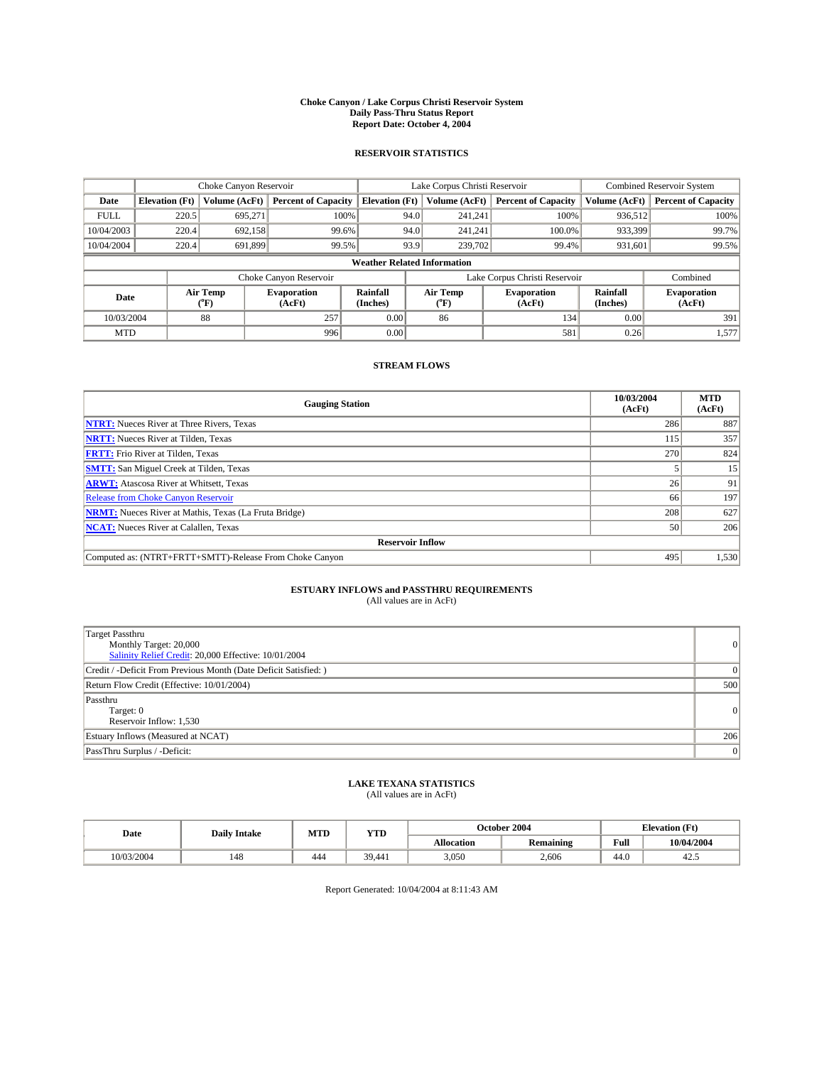**Choke Canyon / Lake Corpus Christi Reservoir System**
**Daily Pass-Thru Status Report**
**Report Date: October 4, 2004**

## RESERVOIR STATISTICS

| | Choke Canyon Reservoir | | | Lake Corpus Christi Reservoir | | | Combined Reservoir System | |
|---|---|---|---|---|---|---|---|---|
| **Date** | **Elevation (Ft)** | **Volume (AcFt)** | **Percent of Capacity** | **Elevation (Ft)** | **Volume (AcFt)** | **Percent of Capacity** | **Volume (AcFt)** | **Percent of Capacity** |
| FULL | 220.5 | 695,271 | 100% | 94.0 | 241,241 | 100% | 936,512 | 100% |
| 10/04/2003 | 220.4 | 692,158 | 99.6% | 94.0 | 241,241 | 100.0% | 933,399 | 99.7% |
| 10/04/2004 | 220.4 | 691,899 | 99.5% | 93.9 | 239,702 | 99.4% | 931,601 | 99.5% |

**Weather Related Information**

| | Choke Canyon Reservoir | | | Lake Corpus Christi Reservoir | | | Combined |
|---|---|---|---|---|---|---|---|
| **Date** | **Air Temp (°F)** | **Evaporation (AcFt)** | **Rainfall (Inches)** | **Air Temp (°F)** | **Evaporation (AcFt)** | **Rainfall (Inches)** | **Evaporation (AcFt)** |
| 10/03/2004 | 88 | 257 | 0.00 | 86 | 134 | 0.00 | 391 |
| MTD | | 996 | 0.00 | | 581 | 0.26 | 1,577 |

## STREAM FLOWS

| Gauging Station | 10/03/2004 (AcFt) | MTD (AcFt) |
|---|---|---|
| **NTRT:** Nueces River at Three Rivers, Texas | 286 | 887 |
| **NRTT:** Nueces River at Tilden, Texas | 115 | 357 |
| **FRTT:** Frio River at Tilden, Texas | 270 | 824 |
| **SMTT:** San Miguel Creek at Tilden, Texas | 5 | 15 |
| **ARWT:** Atascosa River at Whitsett, Texas | 26 | 91 |
| Release from Choke Canyon Reservoir | 66 | 197 |
| **NRMT:** Nueces River at Mathis, Texas (La Fruta Bridge) | 208 | 627 |
| **NCAT:** Nueces River at Calallen, Texas | 50 | 206 |
| **Reservoir Inflow** | | |
| Computed as: (NTRT+FRTT+SMTT)-Release From Choke Canyon | 495 | 1,530 |

## ESTUARY INFLOWS and PASSTHRU REQUIREMENTS
(All values are in AcFt)

| | |
|---|---|
| Target Passthru<br>Monthly Target: 20,000<br>Salinity Relief Credit: 20,000 Effective: 10/01/2004 | 0 |
| Credit / -Deficit From Previous Month (Date Deficit Satisfied: ) | 0 |
| Return Flow Credit (Effective: 10/01/2004) | 500 |
| Passthru<br>Target: 0<br>Reservoir Inflow: 1,530 | 0 |
| Estuary Inflows (Measured at NCAT) | 206 |
| PassThru Surplus / -Deficit: | 0 |

## LAKE TEXANA STATISTICS
(All values are in AcFt)

| Date | Daily Intake | MTD | YTD | October 2004 | | Elevation (Ft) | |
|---|---|---|---|---|---|---|---|
| | | | | **Allocation** | **Remaining** | **Full** | **10/04/2004** |
| 10/03/2004 | 148 | 444 | 39,441 | 3,050 | 2,606 | 44.0 | 42.5 |

Report Generated: 10/04/2004 at 8:11:43 AM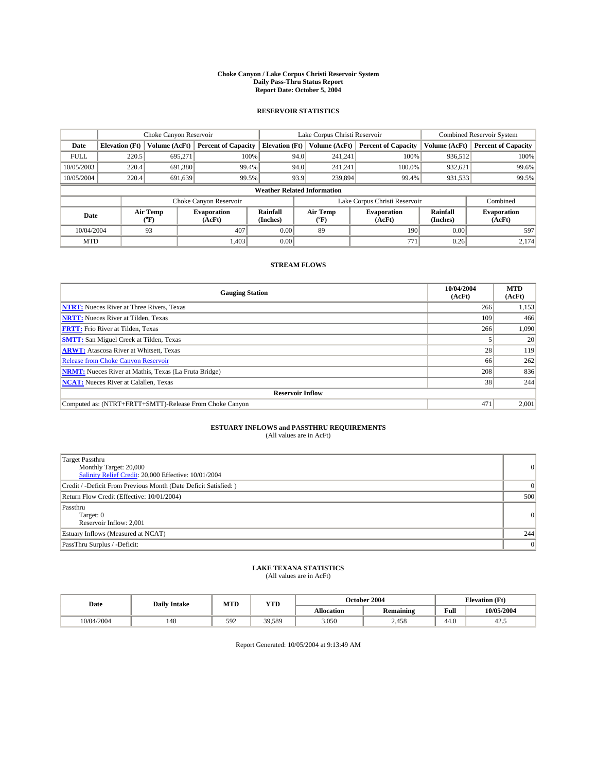# Choke Canyon / Lake Corpus Christi Reservoir System
## Daily Pass-Thru Status Report
### Report Date: October 5, 2004

## RESERVOIR STATISTICS

| | Choke Canyon Reservoir | | | Lake Corpus Christi Reservoir | | | Combined Reservoir System | |
|---|---|---|---|---|---|---|---|---|
| Date | Elevation (Ft) | Volume (AcFt) | Percent of Capacity | Elevation (Ft) | Volume (AcFt) | Percent of Capacity | Volume (AcFt) | Percent of Capacity |
| FULL | 220.5 | 695,271 | 100% | 94.0 | 241,241 | 100% | 936,512 | 100% |
| 10/05/2003 | 220.4 | 691,380 | 99.4% | 94.0 | 241,241 | 100.0% | 932,621 | 99.6% |
| 10/05/2004 | 220.4 | 691,639 | 99.5% | 93.9 | 239,894 | 99.4% | 931,533 | 99.5% |

**Weather Related Information**

| | Choke Canyon Reservoir | | | Lake Corpus Christi Reservoir | | | Combined |
|---|---|---|---|---|---|---|---|
| Date | Air Temp (°F) | Evaporation (AcFt) | Rainfall (Inches) | Air Temp (°F) | Evaporation (AcFt) | Rainfall (Inches) | Evaporation (AcFt) |
| 10/04/2004 | 93 | 407 | 0.00 | 89 | 190 | 0.00 | 597 |
| MTD | | 1,403 | 0.00 | | 771 | 0.26 | 2,174 |

## STREAM FLOWS

| Gauging Station | 10/04/2004 (AcFt) | MTD (AcFt) |
|---|---|---|
| NTRT: Nueces River at Three Rivers, Texas | 266 | 1,153 |
| NRTT: Nueces River at Tilden, Texas | 109 | 466 |
| FRTT: Frio River at Tilden, Texas | 266 | 1,090 |
| SMTT: San Miguel Creek at Tilden, Texas | 5 | 20 |
| ARWT: Atascosa River at Whitsett, Texas | 28 | 119 |
| Release from Choke Canyon Reservoir | 66 | 262 |
| NRMT: Nueces River at Mathis, Texas (La Fruta Bridge) | 208 | 836 |
| NCAT: Nueces River at Calallen, Texas | 38 | 244 |
| **Reservoir Inflow** | | |
| Computed as: (NTRT+FRTT+SMTT)-Release From Choke Canyon | 471 | 2,001 |

## ESTUARY INFLOWS and PASSTHRU REQUIREMENTS
(All values are in AcFt)

| | |
|---|---|
| Target Passthru<br>Monthly Target: 20,000<br>Salinity Relief Credit: 20,000 Effective: 10/01/2004 | 0 |
| Credit / -Deficit From Previous Month (Date Deficit Satisfied: ) | 0 |
| Return Flow Credit (Effective: 10/01/2004) | 500 |
| Passthru<br>Target: 0<br>Reservoir Inflow: 2,001 | 0 |
| Estuary Inflows (Measured at NCAT) | 244 |
| PassThru Surplus / -Deficit: | 0 |

## LAKE TEXANA STATISTICS
(All values are in AcFt)

| Date | Daily Intake | MTD | YTD | October 2004 | | Elevation (Ft) | |
|---|---|---|---|---|---|---|---|
| | | | | Allocation | Remaining | Full | 10/05/2004 |
| 10/04/2004 | 148 | 592 | 39,589 | 3,050 | 2,458 | 44.0 | 42.5 |

Report Generated: 10/05/2004 at 9:13:49 AM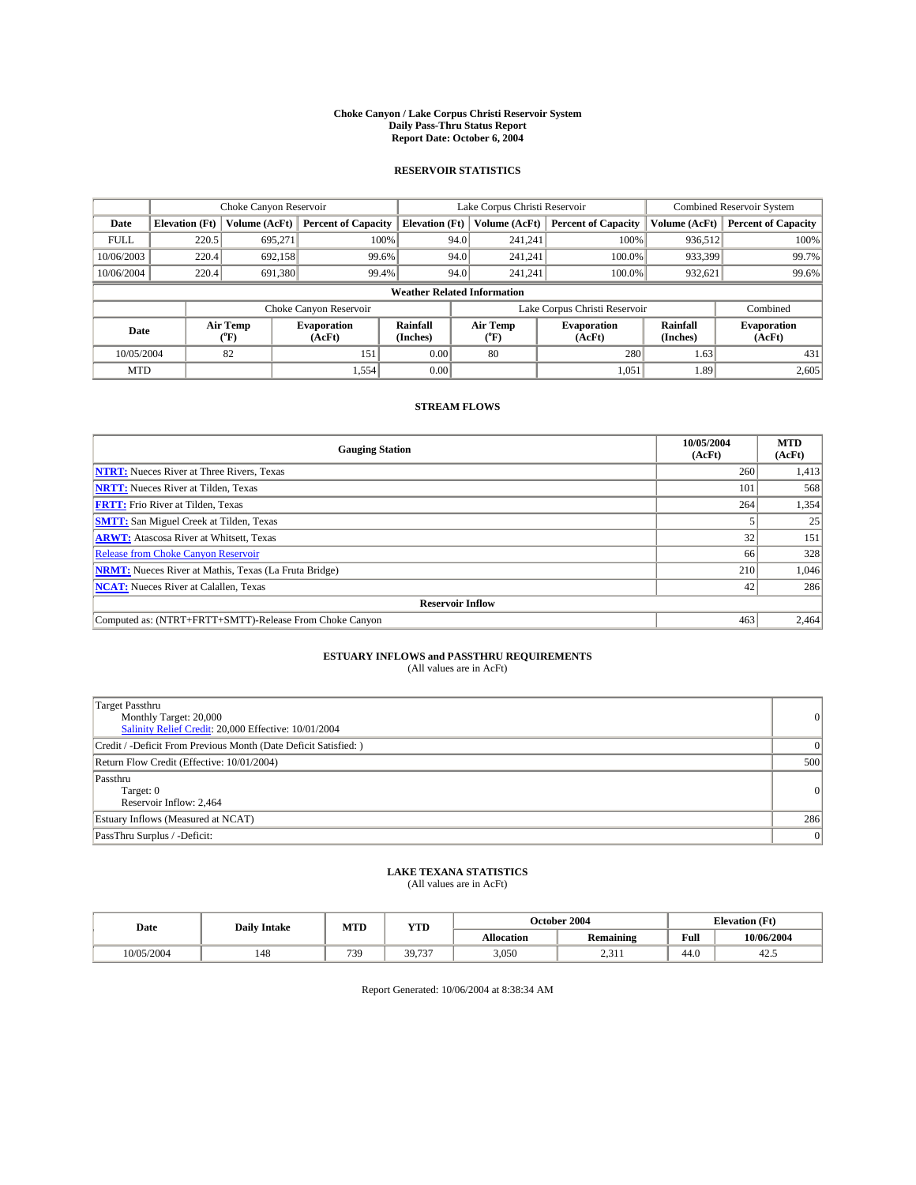**Choke Canyon / Lake Corpus Christi Reservoir System**
**Daily Pass-Thru Status Report**
**Report Date: October 6, 2004**

## RESERVOIR STATISTICS

| | Choke Canyon Reservoir | | | Lake Corpus Christi Reservoir | | | Combined Reservoir System | |
|---|---|---|---|---|---|---|---|---|
| **Date** | **Elevation (Ft)** | **Volume (AcFt)** | **Percent of Capacity** | **Elevation (Ft)** | **Volume (AcFt)** | **Percent of Capacity** | **Volume (AcFt)** | **Percent of Capacity** |
| FULL | 220.5 | 695,271 | 100% | 94.0 | 241,241 | 100% | 936,512 | 100% |
| 10/06/2003 | 220.4 | 692,158 | 99.6% | 94.0 | 241,241 | 100.0% | 933,399 | 99.7% |
| 10/06/2004 | 220.4 | 691,380 | 99.4% | 94.0 | 241,241 | 100.0% | 932,621 | 99.6% |

**Weather Related Information**

| | Choke Canyon Reservoir | | | Lake Corpus Christi Reservoir | | | Combined |
|---|---|---|---|---|---|---|---|
| **Date** | **Air Temp (°F)** | **Evaporation (AcFt)** | **Rainfall (Inches)** | **Air Temp (°F)** | **Evaporation (AcFt)** | **Rainfall (Inches)** | **Evaporation (AcFt)** |
| 10/05/2004 | 82 | 151 | 0.00 | 80 | 280 | 1.63 | 431 |
| MTD | | 1,554 | 0.00 | | 1,051 | 1.89 | 2,605 |

## STREAM FLOWS

| Gauging Station | 10/05/2004 (AcFt) | MTD (AcFt) |
|---|---|---|
| **NTRT:** Nueces River at Three Rivers, Texas | 260 | 1,413 |
| **NRTT:** Nueces River at Tilden, Texas | 101 | 568 |
| **FRTT:** Frio River at Tilden, Texas | 264 | 1,354 |
| **SMTT:** San Miguel Creek at Tilden, Texas | 5 | 25 |
| **ARWT:** Atascosa River at Whitsett, Texas | 32 | 151 |
| Release from Choke Canyon Reservoir | 66 | 328 |
| **NRMT:** Nueces River at Mathis, Texas (La Fruta Bridge) | 210 | 1,046 |
| **NCAT:** Nueces River at Calallen, Texas | 42 | 286 |
| **Reservoir Inflow** | | |
| Computed as: (NTRT+FRTT+SMTT)-Release From Choke Canyon | 463 | 2,464 |

## ESTUARY INFLOWS and PASSTHRU REQUIREMENTS
(All values are in AcFt)

| | |
|---|---|
| Target Passthru<br>Monthly Target: 20,000<br>Salinity Relief Credit: 20,000 Effective: 10/01/2004 | 0 |
| Credit / -Deficit From Previous Month (Date Deficit Satisfied: ) | 0 |
| Return Flow Credit (Effective: 10/01/2004) | 500 |
| Passthru<br>Target: 0<br>Reservoir Inflow: 2,464 | 0 |
| Estuary Inflows (Measured at NCAT) | 286 |
| PassThru Surplus / -Deficit: | 0 |

## LAKE TEXANA STATISTICS
(All values are in AcFt)

| Date | Daily Intake | MTD | YTD | October 2004 | | Elevation (Ft) | |
|---|---|---|---|---|---|---|---|
| | | | | **Allocation** | **Remaining** | **Full** | **10/06/2004** |
| 10/05/2004 | 148 | 739 | 39,737 | 3,050 | 2,311 | 44.0 | 42.5 |

Report Generated: 10/06/2004 at 8:38:34 AM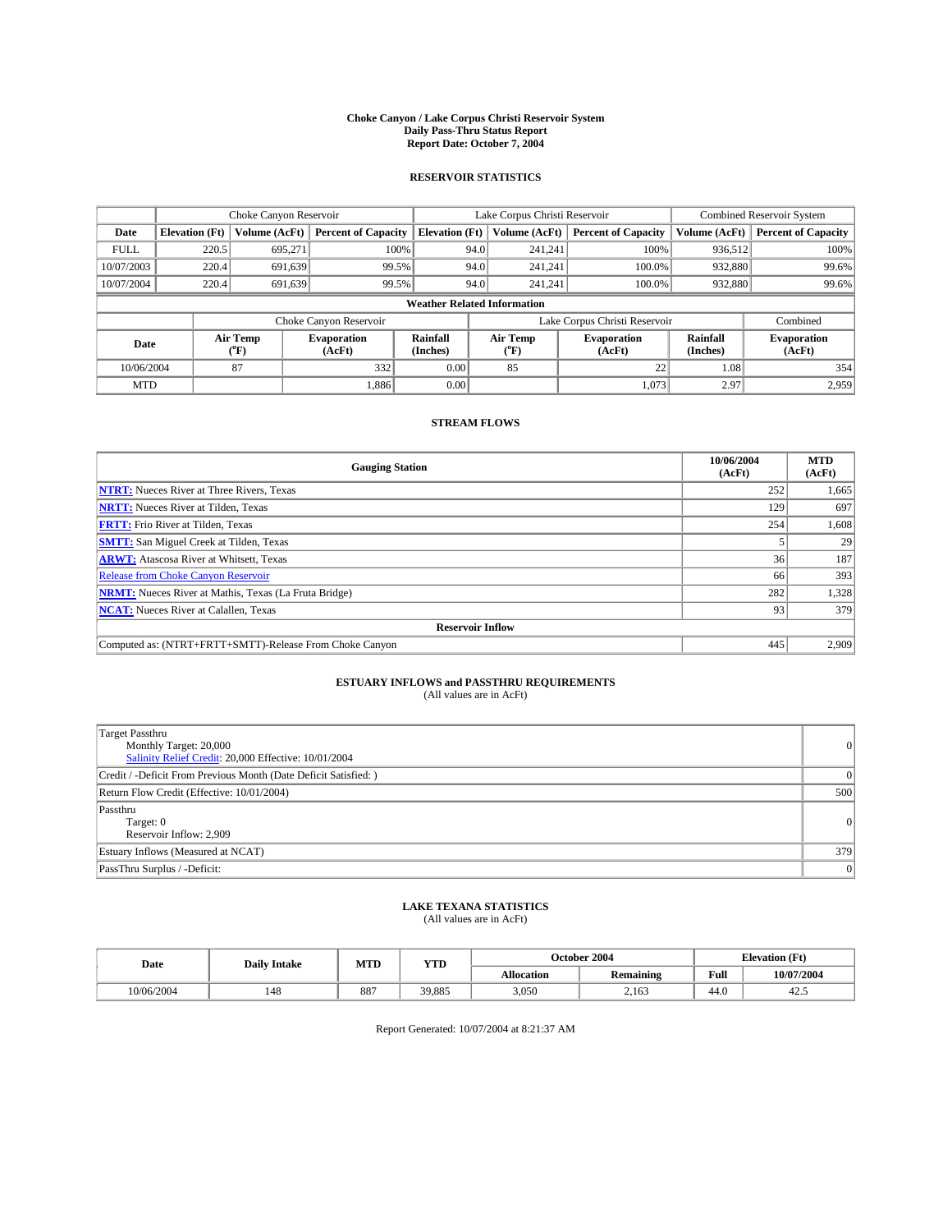# Choke Canyon / Lake Corpus Christi Reservoir System
## Daily Pass-Thru Status Report
## Report Date: October 7, 2004

### RESERVOIR STATISTICS

| | Choke Canyon Reservoir | | | Lake Corpus Christi Reservoir | | | Combined Reservoir System | |
|---|---|---|---|---|---|---|---|---|
| Date | Elevation (Ft) | Volume (AcFt) | Percent of Capacity | Elevation (Ft) | Volume (AcFt) | Percent of Capacity | Volume (AcFt) | Percent of Capacity |
| FULL | 220.5 | 695,271 | 100% | 94.0 | 241,241 | 100% | 936,512 | 100% |
| 10/07/2003 | 220.4 | 691,639 | 99.5% | 94.0 | 241,241 | 100.0% | 932,880 | 99.6% |
| 10/07/2004 | 220.4 | 691,639 | 99.5% | 94.0 | 241,241 | 100.0% | 932,880 | 99.6% |

**Weather Related Information**

| | Choke Canyon Reservoir | | | Lake Corpus Christi Reservoir | | | Combined |
|---|---|---|---|---|---|---|---|
| Date | Air Temp (°F) | Evaporation (AcFt) | Rainfall (Inches) | Air Temp (°F) | Evaporation (AcFt) | Rainfall (Inches) | Evaporation (AcFt) |
| 10/06/2004 | 87 | 332 | 0.00 | 85 | 22 | 1.08 | 354 |
| MTD | | 1,886 | 0.00 | | 1,073 | 2.97 | 2,959 |

### STREAM FLOWS

| Gauging Station | 10/06/2004 (AcFt) | MTD (AcFt) |
|---|---|---|
| NTRT: Nueces River at Three Rivers, Texas | 252 | 1,665 |
| NRTT: Nueces River at Tilden, Texas | 129 | 697 |
| FRTT: Frio River at Tilden, Texas | 254 | 1,608 |
| SMTT: San Miguel Creek at Tilden, Texas | 5 | 29 |
| ARWT: Atascosa River at Whitsett, Texas | 36 | 187 |
| Release from Choke Canyon Reservoir | 66 | 393 |
| NRMT: Nueces River at Mathis, Texas (La Fruta Bridge) | 282 | 1,328 |
| NCAT: Nueces River at Calallen, Texas | 93 | 379 |
| **Reservoir Inflow** | | |
| Computed as: (NTRT+FRTT+SMTT)-Release From Choke Canyon | 445 | 2,909 |

### ESTUARY INFLOWS and PASSTHRU REQUIREMENTS
(All values are in AcFt)

| | |
|---|---|
| Target Passthru<br>Monthly Target: 20,000<br>Salinity Relief Credit: 20,000 Effective: 10/01/2004 | 0 |
| Credit / -Deficit From Previous Month (Date Deficit Satisfied: ) | 0 |
| Return Flow Credit (Effective: 10/01/2004) | 500 |
| Passthru<br>Target: 0<br>Reservoir Inflow: 2,909 | 0 |
| Estuary Inflows (Measured at NCAT) | 379 |
| PassThru Surplus / -Deficit: | 0 |

### LAKE TEXANA STATISTICS
(All values are in AcFt)

| Date | Daily Intake | MTD | YTD | October 2004 | | Elevation (Ft) | |
|---|---|---|---|---|---|---|---|
| | | | | Allocation | Remaining | Full | 10/07/2004 |
| 10/06/2004 | 148 | 887 | 39,885 | 3,050 | 2,163 | 44.0 | 42.5 |

Report Generated: 10/07/2004 at 8:21:37 AM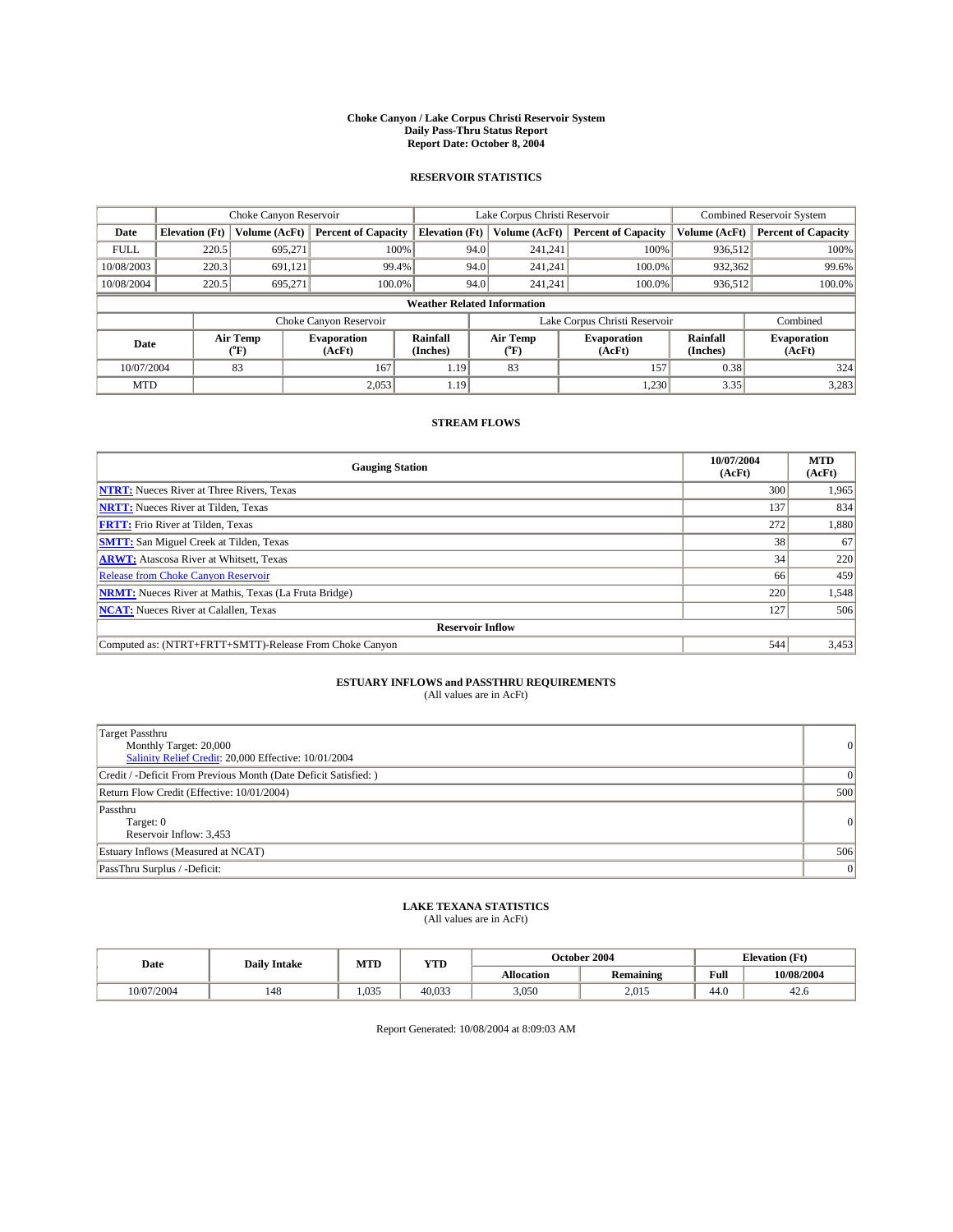# Choke Canyon / Lake Corpus Christi Reservoir System
## Daily Pass-Thru Status Report
## Report Date: October 8, 2004

### RESERVOIR STATISTICS

| | Choke Canyon Reservoir | | | Lake Corpus Christi Reservoir | | | Combined Reservoir System | |
|---|---|---|---|---|---|---|---|---|
| Date | Elevation (Ft) | Volume (AcFt) | Percent of Capacity | Elevation (Ft) | Volume (AcFt) | Percent of Capacity | Volume (AcFt) | Percent of Capacity |
| FULL | 220.5 | 695,271 | 100% | 94.0 | 241,241 | 100% | 936,512 | 100% |
| 10/08/2003 | 220.3 | 691,121 | 99.4% | 94.0 | 241,241 | 100.0% | 932,362 | 99.6% |
| 10/08/2004 | 220.5 | 695,271 | 100.0% | 94.0 | 241,241 | 100.0% | 936,512 | 100.0% |

**Weather Related Information**

| | Choke Canyon Reservoir | | | Lake Corpus Christi Reservoir | | | Combined |
|---|---|---|---|---|---|---|---|
| Date | Air Temp (°F) | Evaporation (AcFt) | Rainfall (Inches) | Air Temp (°F) | Evaporation (AcFt) | Rainfall (Inches) | Evaporation (AcFt) |
| 10/07/2004 | 83 | 167 | 1.19 | 83 | 157 | 0.38 | 324 |
| MTD | | 2,053 | 1.19 | | 1,230 | 3.35 | 3,283 |

### STREAM FLOWS

| Gauging Station | 10/07/2004 (AcFt) | MTD (AcFt) |
|---|---|---|
| NTRT: Nueces River at Three Rivers, Texas | 300 | 1,965 |
| NRTT: Nueces River at Tilden, Texas | 137 | 834 |
| FRTT: Frio River at Tilden, Texas | 272 | 1,880 |
| SMTT: San Miguel Creek at Tilden, Texas | 38 | 67 |
| ARWT: Atascosa River at Whitsett, Texas | 34 | 220 |
| Release from Choke Canyon Reservoir | 66 | 459 |
| NRMT: Nueces River at Mathis, Texas (La Fruta Bridge) | 220 | 1,548 |
| NCAT: Nueces River at Calallen, Texas | 127 | 506 |
| **Reservoir Inflow** | | |
| Computed as: (NTRT+FRTT+SMTT)-Release From Choke Canyon | 544 | 3,453 |

### ESTUARY INFLOWS and PASSTHRU REQUIREMENTS
(All values are in AcFt)

| | |
|---|---|
| Target Passthru<br>Monthly Target: 20,000<br>Salinity Relief Credit: 20,000 Effective: 10/01/2004 | 0 |
| Credit / -Deficit From Previous Month (Date Deficit Satisfied: ) | 0 |
| Return Flow Credit (Effective: 10/01/2004) | 500 |
| Passthru<br>Target: 0<br>Reservoir Inflow: 3,453 | 0 |
| Estuary Inflows (Measured at NCAT) | 506 |
| PassThru Surplus / -Deficit: | 0 |

### LAKE TEXANA STATISTICS
(All values are in AcFt)

| Date | Daily Intake | MTD | YTD | October 2004 | | Elevation (Ft) | |
|---|---|---|---|---|---|---|---|
| | | | | Allocation | Remaining | Full | 10/08/2004 |
| 10/07/2004 | 148 | 1,035 | 40,033 | 3,050 | 2,015 | 44.0 | 42.6 |

Report Generated: 10/08/2004 at 8:09:03 AM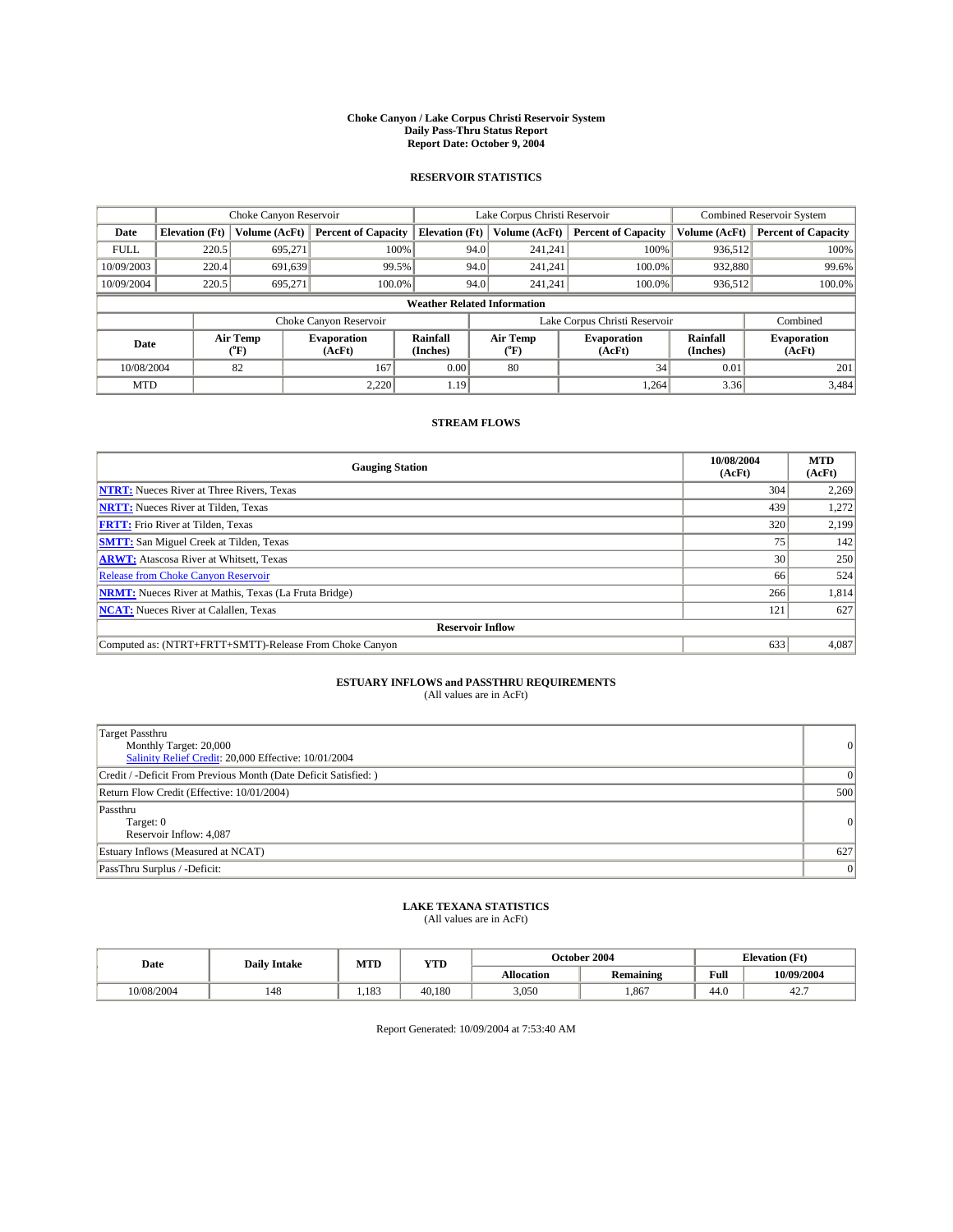# Choke Canyon / Lake Corpus Christi Reservoir System
## Daily Pass-Thru Status Report
## Report Date: October 9, 2004

### RESERVOIR STATISTICS

| | Choke Canyon Reservoir | | | Lake Corpus Christi Reservoir | | | Combined Reservoir System | |
|---|---|---|---|---|---|---|---|---|
| Date | Elevation (Ft) | Volume (AcFt) | Percent of Capacity | Elevation (Ft) | Volume (AcFt) | Percent of Capacity | Volume (AcFt) | Percent of Capacity |
| FULL | 220.5 | 695,271 | 100% | 94.0 | 241,241 | 100% | 936,512 | 100% |
| 10/09/2003 | 220.4 | 691,639 | 99.5% | 94.0 | 241,241 | 100.0% | 932,880 | 99.6% |
| 10/09/2004 | 220.5 | 695,271 | 100.0% | 94.0 | 241,241 | 100.0% | 936,512 | 100.0% |

**Weather Related Information**

| | Choke Canyon Reservoir | | | Lake Corpus Christi Reservoir | | | Combined |
|---|---|---|---|---|---|---|---|
| Date | Air Temp (°F) | Evaporation (AcFt) | Rainfall (Inches) | Air Temp (°F) | Evaporation (AcFt) | Rainfall (Inches) | Evaporation (AcFt) |
| 10/08/2004 | 82 | 167 | 0.00 | 80 | 34 | 0.01 | 201 |
| MTD | | 2,220 | 1.19 | | 1,264 | 3.36 | 3,484 |

### STREAM FLOWS

| Gauging Station | 10/08/2004 (AcFt) | MTD (AcFt) |
|---|---|---|
| NTRT: Nueces River at Three Rivers, Texas | 304 | 2,269 |
| NRTT: Nueces River at Tilden, Texas | 439 | 1,272 |
| FRTT: Frio River at Tilden, Texas | 320 | 2,199 |
| SMTT: San Miguel Creek at Tilden, Texas | 75 | 142 |
| ARWT: Atascosa River at Whitsett, Texas | 30 | 250 |
| Release from Choke Canyon Reservoir | 66 | 524 |
| NRMT: Nueces River at Mathis, Texas (La Fruta Bridge) | 266 | 1,814 |
| NCAT: Nueces River at Calallen, Texas | 121 | 627 |
| **Reservoir Inflow** | | |
| Computed as: (NTRT+FRTT+SMTT)-Release From Choke Canyon | 633 | 4,087 |

### ESTUARY INFLOWS and PASSTHRU REQUIREMENTS
(All values are in AcFt)

| | |
|---|---|
| Target Passthru<br>Monthly Target: 20,000<br>Salinity Relief Credit: 20,000 Effective: 10/01/2004 | 0 |
| Credit / -Deficit From Previous Month (Date Deficit Satisfied: ) | 0 |
| Return Flow Credit (Effective: 10/01/2004) | 500 |
| Passthru<br>Target: 0<br>Reservoir Inflow: 4,087 | 0 |
| Estuary Inflows (Measured at NCAT) | 627 |
| PassThru Surplus / -Deficit: | 0 |

### LAKE TEXANA STATISTICS
(All values are in AcFt)

| Date | Daily Intake | MTD | YTD | October 2004 | | Elevation (Ft) | |
|---|---|---|---|---|---|---|---|
| | | | | Allocation | Remaining | Full | 10/09/2004 |
| 10/08/2004 | 148 | 1,183 | 40,180 | 3,050 | 1,867 | 44.0 | 42.7 |

Report Generated: 10/09/2004 at 7:53:40 AM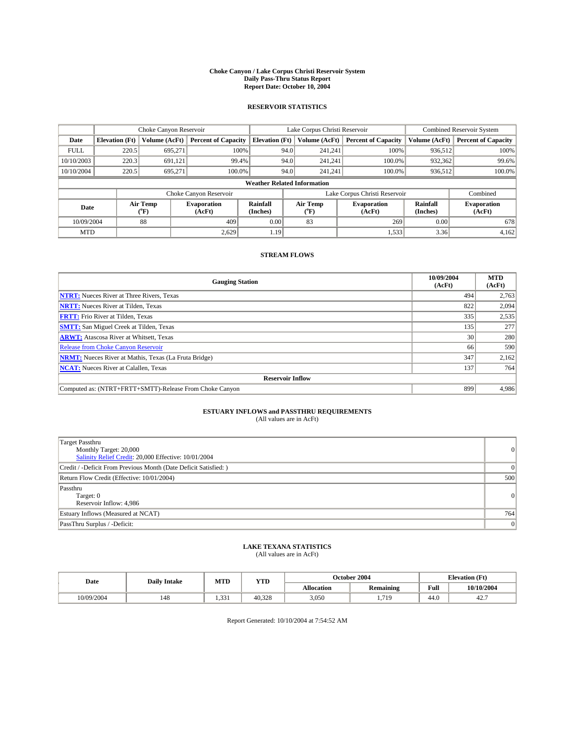**Choke Canyon / Lake Corpus Christi Reservoir System**
**Daily Pass-Thru Status Report**
**Report Date: October 10, 2004**

## RESERVOIR STATISTICS

| | Choke Canyon Reservoir | | | Lake Corpus Christi Reservoir | | | Combined Reservoir System | |
|---|---|---|---|---|---|---|---|---|
| Date | Elevation (Ft) | Volume (AcFt) | Percent of Capacity | Elevation (Ft) | Volume (AcFt) | Percent of Capacity | Volume (AcFt) | Percent of Capacity |
| FULL | 220.5 | 695,271 | 100% | 94.0 | 241,241 | 100% | 936,512 | 100% |
| 10/10/2003 | 220.3 | 691,121 | 99.4% | 94.0 | 241,241 | 100.0% | 932,362 | 99.6% |
| 10/10/2004 | 220.5 | 695,271 | 100.0% | 94.0 | 241,241 | 100.0% | 936,512 | 100.0% |

**Weather Related Information**

| | Choke Canyon Reservoir | | | Lake Corpus Christi Reservoir | | | Combined |
|---|---|---|---|---|---|---|---|
| Date | Air Temp (°F) | Evaporation (AcFt) | Rainfall (Inches) | Air Temp (°F) | Evaporation (AcFt) | Rainfall (Inches) | Evaporation (AcFt) |
| 10/09/2004 | 88 | 409 | 0.00 | 83 | 269 | 0.00 | 678 |
| MTD | | 2,629 | 1.19 | | 1,533 | 3.36 | 4,162 |

## STREAM FLOWS

| Gauging Station | 10/09/2004 (AcFt) | MTD (AcFt) |
|---|---|---|
| NTRT: Nueces River at Three Rivers, Texas | 494 | 2,763 |
| NRTT: Nueces River at Tilden, Texas | 822 | 2,094 |
| FRTT: Frio River at Tilden, Texas | 335 | 2,535 |
| SMTT: San Miguel Creek at Tilden, Texas | 135 | 277 |
| ARWT: Atascosa River at Whitsett, Texas | 30 | 280 |
| Release from Choke Canyon Reservoir | 66 | 590 |
| NRMT: Nueces River at Mathis, Texas (La Fruta Bridge) | 347 | 2,162 |
| NCAT: Nueces River at Calallen, Texas | 137 | 764 |
| **Reservoir Inflow** | | |
| Computed as: (NTRT+FRTT+SMTT)-Release From Choke Canyon | 899 | 4,986 |

## ESTUARY INFLOWS and PASSTHRU REQUIREMENTS

(All values are in AcFt)

| | |
|---|---|
| Target Passthru<br>Monthly Target: 20,000<br>Salinity Relief Credit: 20,000 Effective: 10/01/2004 | 0 |
| Credit / -Deficit From Previous Month (Date Deficit Satisfied: ) | 0 |
| Return Flow Credit (Effective: 10/01/2004) | 500 |
| Passthru<br>Target: 0<br>Reservoir Inflow: 4,986 | 0 |
| Estuary Inflows (Measured at NCAT) | 764 |
| PassThru Surplus / -Deficit: | 0 |

## LAKE TEXANA STATISTICS

(All values are in AcFt)

| Date | Daily Intake | MTD | YTD | October 2004 | | Elevation (Ft) | |
|---|---|---|---|---|---|---|---|
| | | | | Allocation | Remaining | Full | 10/10/2004 |
| 10/09/2004 | 148 | 1,331 | 40,328 | 3,050 | 1,719 | 44.0 | 42.7 |

Report Generated: 10/10/2004 at 7:54:52 AM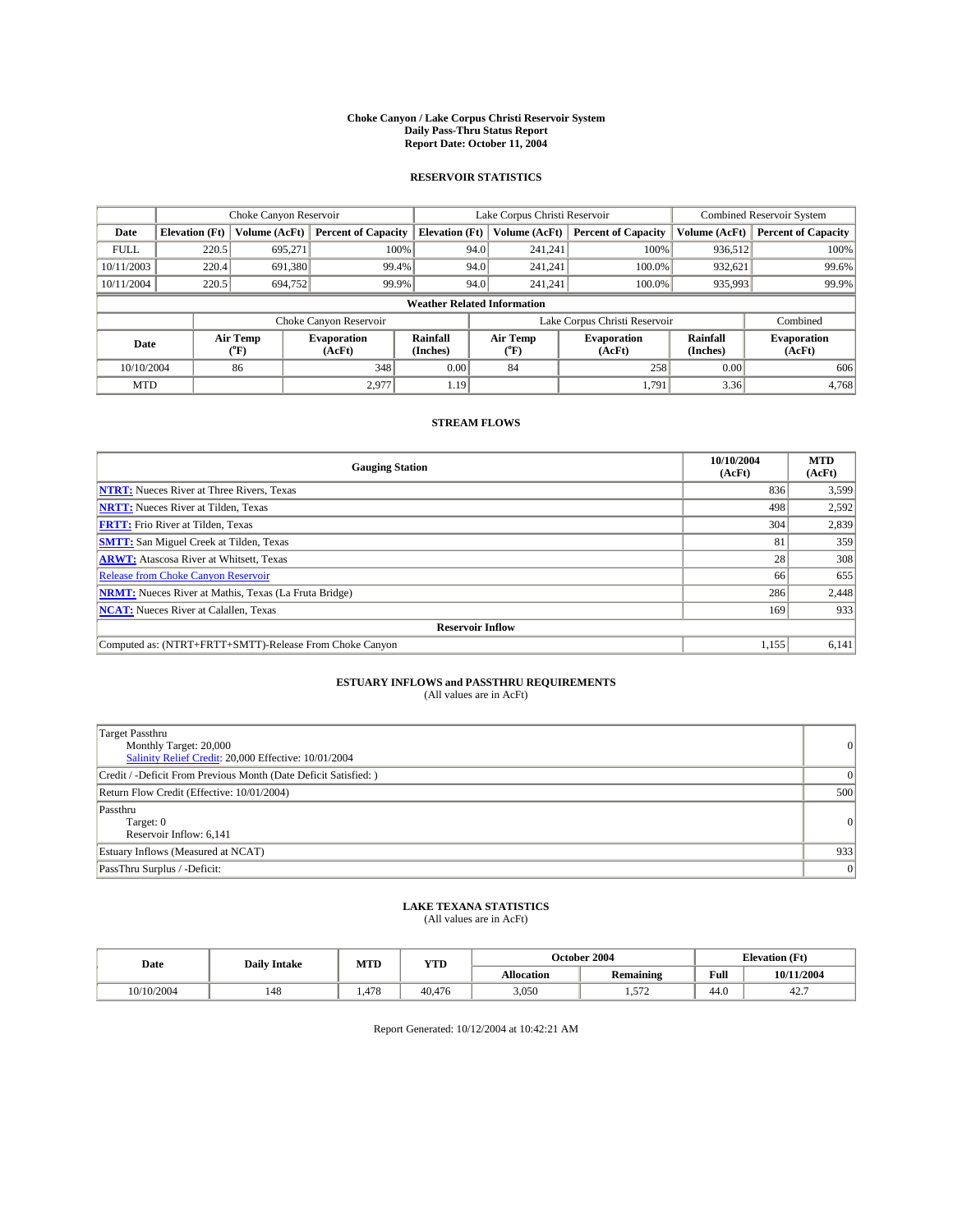# Choke Canyon / Lake Corpus Christi Reservoir System
## Daily Pass-Thru Status Report
## Report Date: October 11, 2004

### RESERVOIR STATISTICS

| | Choke Canyon Reservoir | | | Lake Corpus Christi Reservoir | | | Combined Reservoir System | |
|---|---|---|---|---|---|---|---|---|
| Date | Elevation (Ft) | Volume (AcFt) | Percent of Capacity | Elevation (Ft) | Volume (AcFt) | Percent of Capacity | Volume (AcFt) | Percent of Capacity |
| FULL | 220.5 | 695,271 | 100% | 94.0 | 241,241 | 100% | 936,512 | 100% |
| 10/11/2003 | 220.4 | 691,380 | 99.4% | 94.0 | 241,241 | 100.0% | 932,621 | 99.6% |
| 10/11/2004 | 220.5 | 694,752 | 99.9% | 94.0 | 241,241 | 100.0% | 935,993 | 99.9% |

**Weather Related Information**

| | Choke Canyon Reservoir | | | Lake Corpus Christi Reservoir | | | Combined |
|---|---|---|---|---|---|---|---|
| Date | Air Temp (°F) | Evaporation (AcFt) | Rainfall (Inches) | Air Temp (°F) | Evaporation (AcFt) | Rainfall (Inches) | Evaporation (AcFt) |
| 10/10/2004 | 86 | 348 | 0.00 | 84 | 258 | 0.00 | 606 |
| MTD | | 2,977 | 1.19 | | 1,791 | 3.36 | 4,768 |

### STREAM FLOWS

| Gauging Station | 10/10/2004 (AcFt) | MTD (AcFt) |
|---|---|---|
| **NTRT:** Nueces River at Three Rivers, Texas | 836 | 3,599 |
| **NRTT:** Nueces River at Tilden, Texas | 498 | 2,592 |
| **FRTT:** Frio River at Tilden, Texas | 304 | 2,839 |
| **SMTT:** San Miguel Creek at Tilden, Texas | 81 | 359 |
| **ARWT:** Atascosa River at Whitsett, Texas | 28 | 308 |
| Release from Choke Canyon Reservoir | 66 | 655 |
| **NRMT:** Nueces River at Mathis, Texas (La Fruta Bridge) | 286 | 2,448 |
| **NCAT:** Nueces River at Calallen, Texas | 169 | 933 |
| **Reservoir Inflow** | | |
| Computed as: (NTRT+FRTT+SMTT)-Release From Choke Canyon | 1,155 | 6,141 |

### ESTUARY INFLOWS and PASSTHRU REQUIREMENTS
(All values are in AcFt)

| | |
|---|---|
| Target Passthru<br>Monthly Target: 20,000<br>Salinity Relief Credit: 20,000 Effective: 10/01/2004 | 0 |
| Credit / -Deficit From Previous Month (Date Deficit Satisfied: ) | 0 |
| Return Flow Credit (Effective: 10/01/2004) | 500 |
| Passthru<br>Target: 0<br>Reservoir Inflow: 6,141 | 0 |
| Estuary Inflows (Measured at NCAT) | 933 |
| PassThru Surplus / -Deficit: | 0 |

### LAKE TEXANA STATISTICS
(All values are in AcFt)

| Date | Daily Intake | MTD | YTD | October 2004 | | Elevation (Ft) | |
|---|---|---|---|---|---|---|---|
| | | | | Allocation | Remaining | Full | 10/11/2004 |
| 10/10/2004 | 148 | 1,478 | 40,476 | 3,050 | 1,572 | 44.0 | 42.7 |

Report Generated: 10/12/2004 at 10:42:21 AM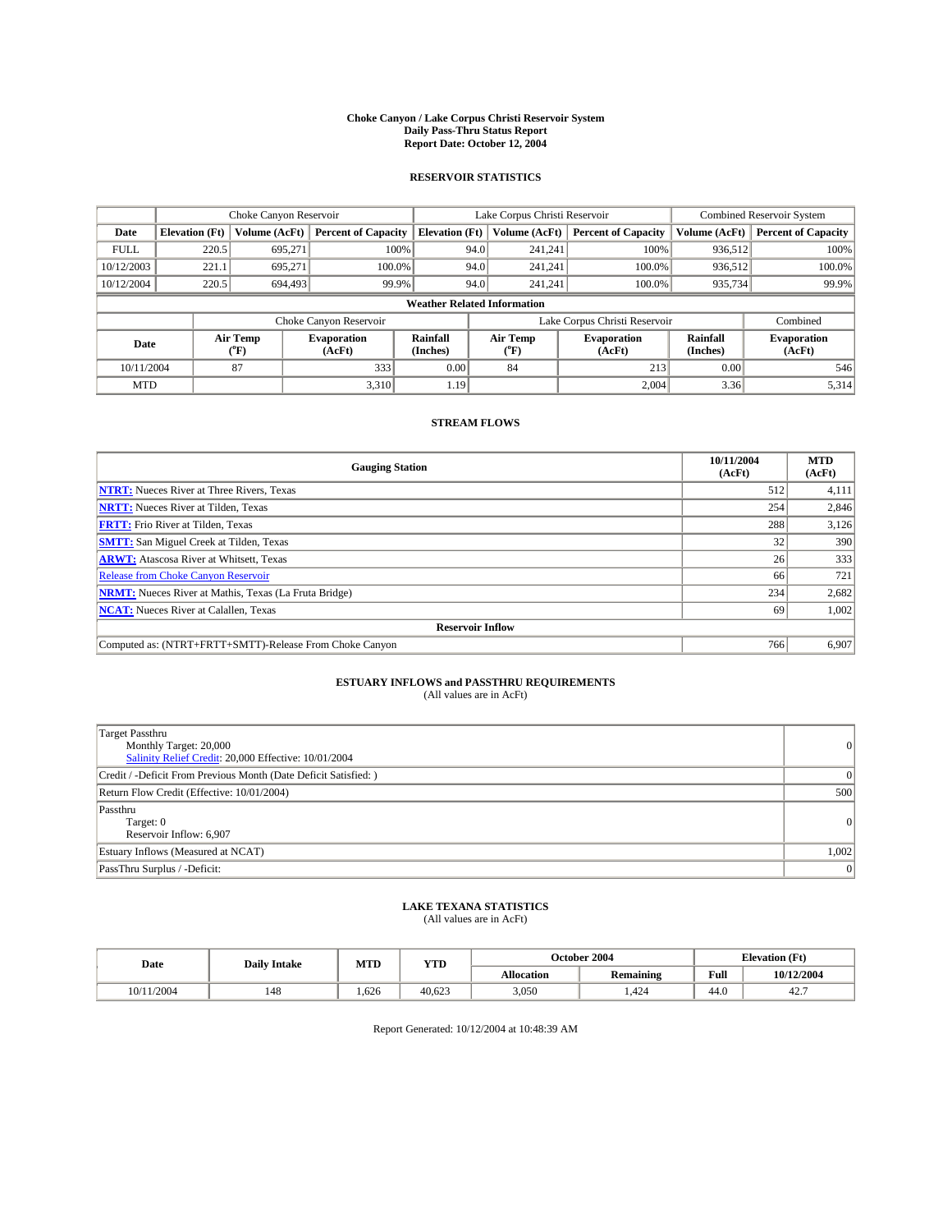# Choke Canyon / Lake Corpus Christi Reservoir System
## Daily Pass-Thru Status Report
## Report Date: October 12, 2004

### RESERVOIR STATISTICS

| | Choke Canyon Reservoir | | | Lake Corpus Christi Reservoir | | | Combined Reservoir System | |
|---|---|---|---|---|---|---|---|---|
| **Date** | **Elevation (Ft)** | **Volume (AcFt)** | **Percent of Capacity** | **Elevation (Ft)** | **Volume (AcFt)** | **Percent of Capacity** | **Volume (AcFt)** | **Percent of Capacity** |
| FULL | 220.5 | 695,271 | 100% | 94.0 | 241,241 | 100% | 936,512 | 100% |
| 10/12/2003 | 221.1 | 695,271 | 100.0% | 94.0 | 241,241 | 100.0% | 936,512 | 100.0% |
| 10/12/2004 | 220.5 | 694,493 | 99.9% | 94.0 | 241,241 | 100.0% | 935,734 | 99.9% |

**Weather Related Information**

| | Choke Canyon Reservoir | | | Lake Corpus Christi Reservoir | | | Combined |
|---|---|---|---|---|---|---|---|
| **Date** | **Air Temp (°F)** | **Evaporation (AcFt)** | **Rainfall (Inches)** | **Air Temp (°F)** | **Evaporation (AcFt)** | **Rainfall (Inches)** | **Evaporation (AcFt)** |
| 10/11/2004 | 87 | 333 | 0.00 | 84 | 213 | 0.00 | 546 |
| MTD | | 3,310 | 1.19 | | 2,004 | 3.36 | 5,314 |

### STREAM FLOWS

| Gauging Station | 10/11/2004 (AcFt) | MTD (AcFt) |
|---|---|---|
| **NTRT:** Nueces River at Three Rivers, Texas | 512 | 4,111 |
| **NRTT:** Nueces River at Tilden, Texas | 254 | 2,846 |
| **FRTT:** Frio River at Tilden, Texas | 288 | 3,126 |
| **SMTT:** San Miguel Creek at Tilden, Texas | 32 | 390 |
| **ARWT:** Atascosa River at Whitsett, Texas | 26 | 333 |
| Release from Choke Canyon Reservoir | 66 | 721 |
| **NRMT:** Nueces River at Mathis, Texas (La Fruta Bridge) | 234 | 2,682 |
| **NCAT:** Nueces River at Calallen, Texas | 69 | 1,002 |
| **Reservoir Inflow** | | |
| Computed as: (NTRT+FRTT+SMTT)-Release From Choke Canyon | 766 | 6,907 |

### ESTUARY INFLOWS and PASSTHRU REQUIREMENTS
(All values are in AcFt)

| | |
|---|---|
| Target Passthru<br>Monthly Target: 20,000<br>Salinity Relief Credit: 20,000 Effective: 10/01/2004 | 0 |
| Credit / -Deficit From Previous Month (Date Deficit Satisfied: ) | 0 |
| Return Flow Credit (Effective: 10/01/2004) | 500 |
| Passthru<br>Target: 0<br>Reservoir Inflow: 6,907 | 0 |
| Estuary Inflows (Measured at NCAT) | 1,002 |
| PassThru Surplus / -Deficit: | 0 |

### LAKE TEXANA STATISTICS
(All values are in AcFt)

| Date | Daily Intake | MTD | YTD | October 2004 | | Elevation (Ft) | |
|---|---|---|---|---|---|---|---|
| | | | | **Allocation** | **Remaining** | **Full** | **10/12/2004** |
| 10/11/2004 | 148 | 1,626 | 40,623 | 3,050 | 1,424 | 44.0 | 42.7 |

Report Generated: 10/12/2004 at 10:48:39 AM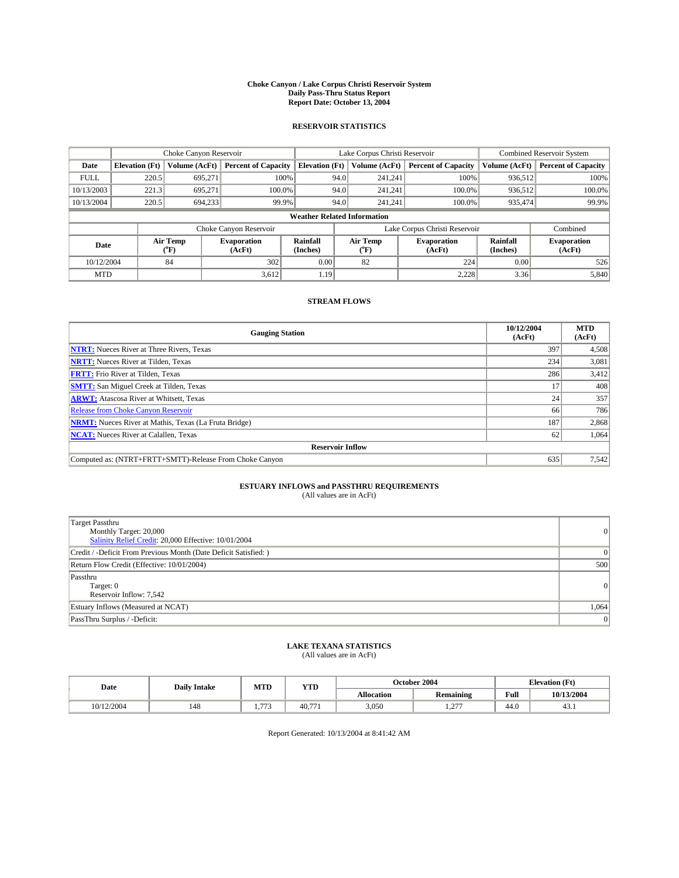# Choke Canyon / Lake Corpus Christi Reservoir System
## Daily Pass-Thru Status Report
## Report Date: October 13, 2004

### RESERVOIR STATISTICS

| | Choke Canyon Reservoir | | | Lake Corpus Christi Reservoir | | | Combined Reservoir System | |
|---|---|---|---|---|---|---|---|---|
| **Date** | **Elevation (Ft)** | **Volume (AcFt)** | **Percent of Capacity** | **Elevation (Ft)** | **Volume (AcFt)** | **Percent of Capacity** | **Volume (AcFt)** | **Percent of Capacity** |
| FULL | 220.5 | 695,271 | 100% | 94.0 | 241,241 | 100% | 936,512 | 100% |
| 10/13/2003 | 221.3 | 695,271 | 100.0% | 94.0 | 241,241 | 100.0% | 936,512 | 100.0% |
| 10/13/2004 | 220.5 | 694,233 | 99.9% | 94.0 | 241,241 | 100.0% | 935,474 | 99.9% |

**Weather Related Information**

| | Choke Canyon Reservoir | | | Lake Corpus Christi Reservoir | | | Combined |
|---|---|---|---|---|---|---|---|
| **Date** | **Air Temp (°F)** | **Evaporation (AcFt)** | **Rainfall (Inches)** | **Air Temp (°F)** | **Evaporation (AcFt)** | **Rainfall (Inches)** | **Evaporation (AcFt)** |
| 10/12/2004 | 84 | 302 | 0.00 | 82 | 224 | 0.00 | 526 |
| MTD | | 3,612 | 1.19 | | 2,228 | 3.36 | 5,840 |

### STREAM FLOWS

| Gauging Station | 10/12/2004 (AcFt) | MTD (AcFt) |
|---|---|---|
| **NTRT:** Nueces River at Three Rivers, Texas | 397 | 4,508 |
| **NRTT:** Nueces River at Tilden, Texas | 234 | 3,081 |
| **FRTT:** Frio River at Tilden, Texas | 286 | 3,412 |
| **SMTT:** San Miguel Creek at Tilden, Texas | 17 | 408 |
| **ARWT:** Atascosa River at Whitsett, Texas | 24 | 357 |
| Release from Choke Canyon Reservoir | 66 | 786 |
| **NRMT:** Nueces River at Mathis, Texas (La Fruta Bridge) | 187 | 2,868 |
| **NCAT:** Nueces River at Calallen, Texas | 62 | 1,064 |
| **Reservoir Inflow** | | |
| Computed as: (NTRT+FRTT+SMTT)-Release From Choke Canyon | 635 | 7,542 |

### ESTUARY INFLOWS and PASSTHRU REQUIREMENTS
(All values are in AcFt)

| | |
|---|---|
| Target Passthru<br>Monthly Target: 20,000<br>Salinity Relief Credit: 20,000 Effective: 10/01/2004 | 0 |
| Credit / -Deficit From Previous Month (Date Deficit Satisfied: ) | 0 |
| Return Flow Credit (Effective: 10/01/2004) | 500 |
| Passthru<br>Target: 0<br>Reservoir Inflow: 7,542 | 0 |
| Estuary Inflows (Measured at NCAT) | 1,064 |
| PassThru Surplus / -Deficit: | 0 |

### LAKE TEXANA STATISTICS
(All values are in AcFt)

| Date | Daily Intake | MTD | YTD | October 2004 | | Elevation (Ft) | |
|---|---|---|---|---|---|---|---|
| | | | | **Allocation** | **Remaining** | **Full** | **10/13/2004** |
| 10/12/2004 | 148 | 1,773 | 40,771 | 3,050 | 1,277 | 44.0 | 43.1 |

Report Generated: 10/13/2004 at 8:41:42 AM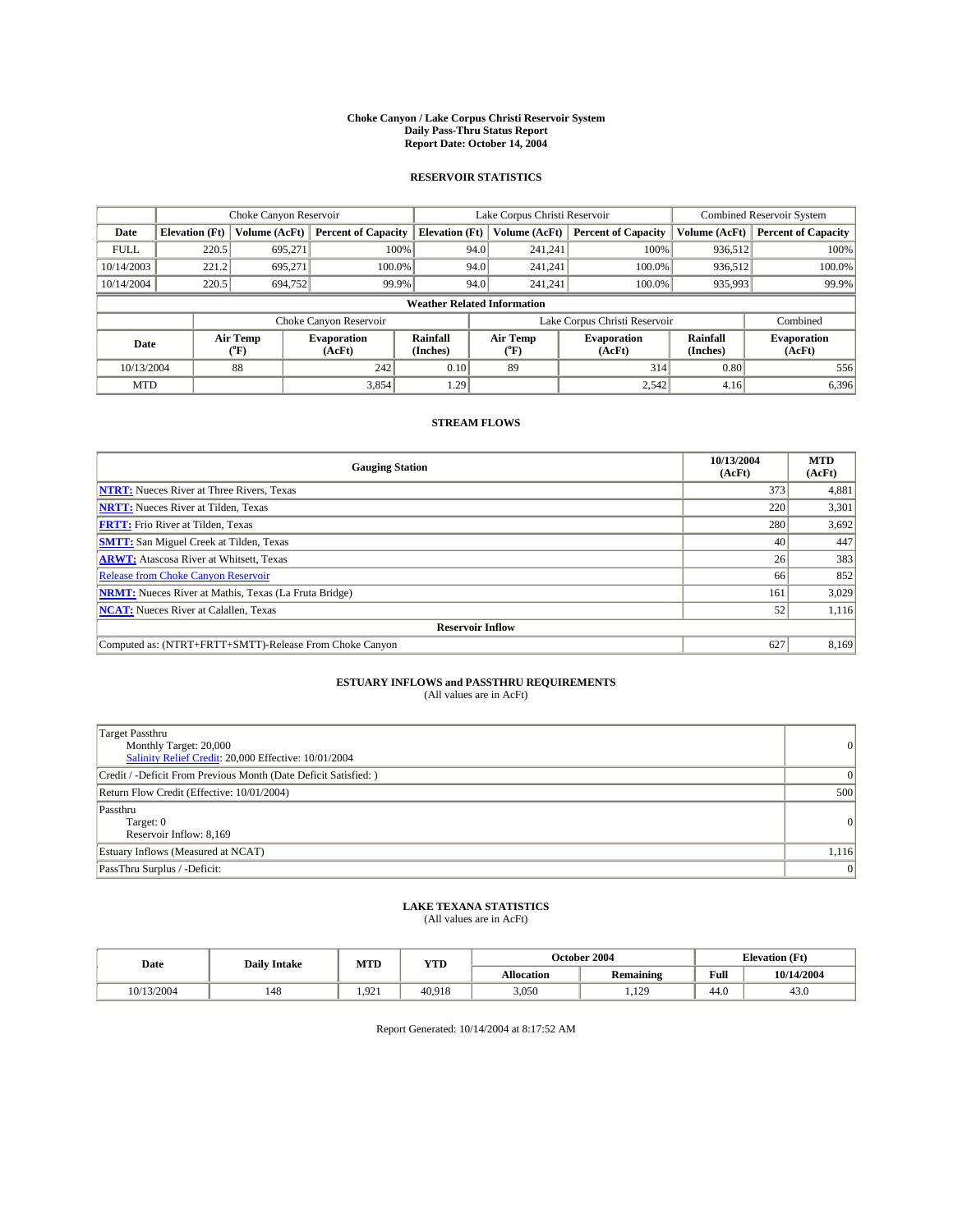# Choke Canyon / Lake Corpus Christi Reservoir System
## Daily Pass-Thru Status Report
## Report Date: October 14, 2004

### RESERVOIR STATISTICS

| | Choke Canyon Reservoir | | | Lake Corpus Christi Reservoir | | | Combined Reservoir System | |
|---|---|---|---|---|---|---|---|---|
| Date | Elevation (Ft) | Volume (AcFt) | Percent of Capacity | Elevation (Ft) | Volume (AcFt) | Percent of Capacity | Volume (AcFt) | Percent of Capacity |
| FULL | 220.5 | 695,271 | 100% | 94.0 | 241,241 | 100% | 936,512 | 100% |
| 10/14/2003 | 221.2 | 695,271 | 100.0% | 94.0 | 241,241 | 100.0% | 936,512 | 100.0% |
| 10/14/2004 | 220.5 | 694,752 | 99.9% | 94.0 | 241,241 | 100.0% | 935,993 | 99.9% |

**Weather Related Information**

| | Choke Canyon Reservoir | | | Lake Corpus Christi Reservoir | | | Combined |
|---|---|---|---|---|---|---|---|
| Date | Air Temp (°F) | Evaporation (AcFt) | Rainfall (Inches) | Air Temp (°F) | Evaporation (AcFt) | Rainfall (Inches) | Evaporation (AcFt) |
| 10/13/2004 | 88 | 242 | 0.10 | 89 | 314 | 0.80 | 556 |
| MTD | | 3,854 | 1.29 | | 2,542 | 4.16 | 6,396 |

### STREAM FLOWS

| Gauging Station | 10/13/2004 (AcFt) | MTD (AcFt) |
|---|---|---|
| NTRT: Nueces River at Three Rivers, Texas | 373 | 4,881 |
| NRTT: Nueces River at Tilden, Texas | 220 | 3,301 |
| FRTT: Frio River at Tilden, Texas | 280 | 3,692 |
| SMTT: San Miguel Creek at Tilden, Texas | 40 | 447 |
| ARWT: Atascosa River at Whitsett, Texas | 26 | 383 |
| Release from Choke Canyon Reservoir | 66 | 852 |
| NRMT: Nueces River at Mathis, Texas (La Fruta Bridge) | 161 | 3,029 |
| NCAT: Nueces River at Calallen, Texas | 52 | 1,116 |
| **Reservoir Inflow** | | |
| Computed as: (NTRT+FRTT+SMTT)-Release From Choke Canyon | 627 | 8,169 |

### ESTUARY INFLOWS and PASSTHRU REQUIREMENTS
(All values are in AcFt)

| | |
|---|---|
| Target Passthru<br>Monthly Target: 20,000<br>Salinity Relief Credit: 20,000 Effective: 10/01/2004 | 0 |
| Credit / -Deficit From Previous Month (Date Deficit Satisfied: ) | 0 |
| Return Flow Credit (Effective: 10/01/2004) | 500 |
| Passthru<br>Target: 0<br>Reservoir Inflow: 8,169 | 0 |
| Estuary Inflows (Measured at NCAT) | 1,116 |
| PassThru Surplus / -Deficit: | 0 |

### LAKE TEXANA STATISTICS
(All values are in AcFt)

| Date | Daily Intake | MTD | YTD | October 2004 | | Elevation (Ft) | |
|---|---|---|---|---|---|---|---|
| | | | | Allocation | Remaining | Full | 10/14/2004 |
| 10/13/2004 | 148 | 1,921 | 40,918 | 3,050 | 1,129 | 44.0 | 43.0 |

Report Generated: 10/14/2004 at 8:17:52 AM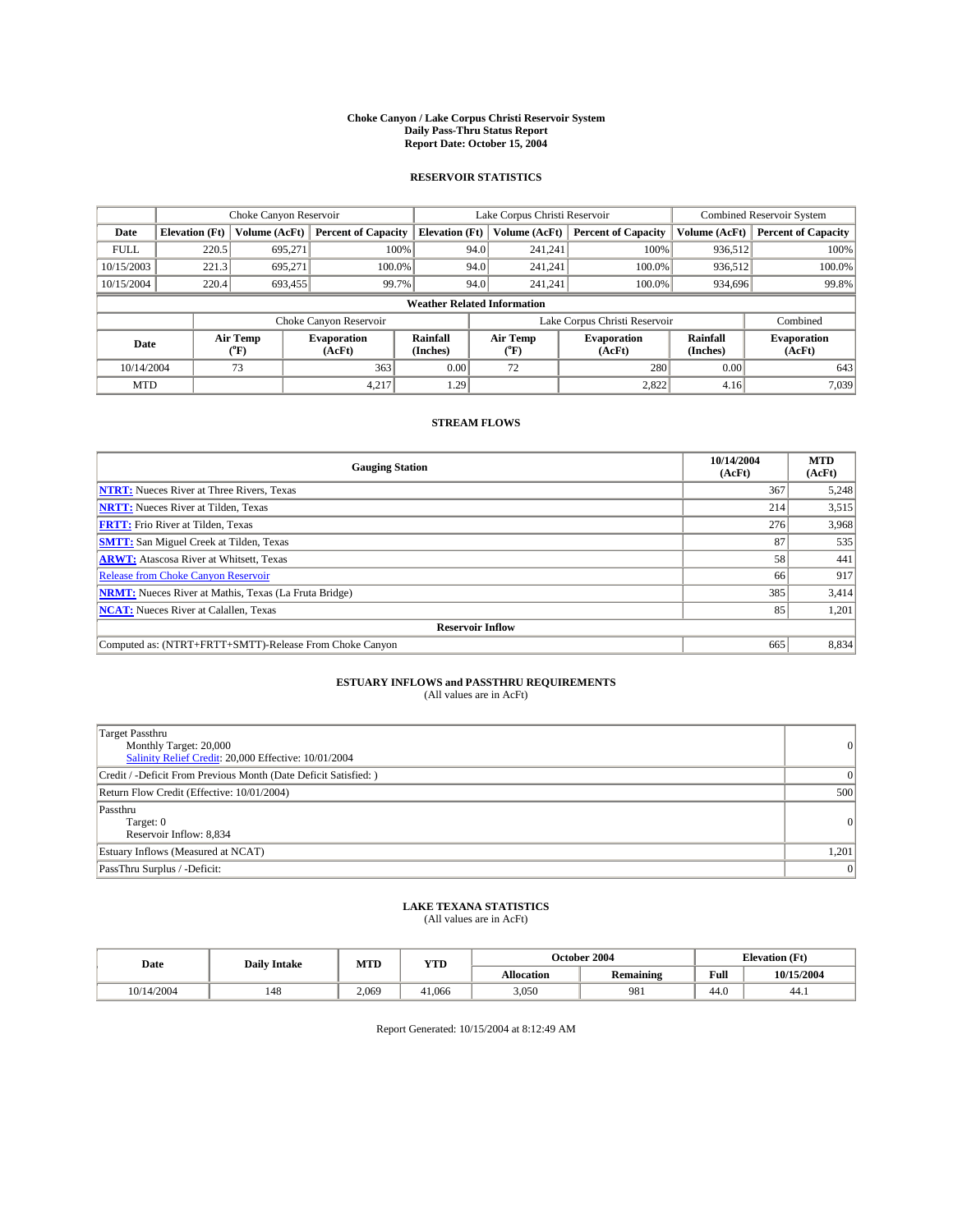# Choke Canyon / Lake Corpus Christi Reservoir System
## Daily Pass-Thru Status Report
## Report Date: October 15, 2004

### RESERVOIR STATISTICS

| | Choke Canyon Reservoir | | | Lake Corpus Christi Reservoir | | | Combined Reservoir System | |
|---|---|---|---|---|---|---|---|---|
| **Date** | **Elevation (Ft)** | **Volume (AcFt)** | **Percent of Capacity** | **Elevation (Ft)** | **Volume (AcFt)** | **Percent of Capacity** | **Volume (AcFt)** | **Percent of Capacity** |
| FULL | 220.5 | 695,271 | 100% | 94.0 | 241,241 | 100% | 936,512 | 100% |
| 10/15/2003 | 221.3 | 695,271 | 100.0% | 94.0 | 241,241 | 100.0% | 936,512 | 100.0% |
| 10/15/2004 | 220.4 | 693,455 | 99.7% | 94.0 | 241,241 | 100.0% | 934,696 | 99.8% |

**Weather Related Information**

| | Choke Canyon Reservoir | | | Lake Corpus Christi Reservoir | | | Combined |
|---|---|---|---|---|---|---|---|
| **Date** | **Air Temp (°F)** | **Evaporation (AcFt)** | **Rainfall (Inches)** | **Air Temp (°F)** | **Evaporation (AcFt)** | **Rainfall (Inches)** | **Evaporation (AcFt)** |
| 10/14/2004 | 73 | 363 | 0.00 | 72 | 280 | 0.00 | 643 |
| MTD | | 4,217 | 1.29 | | 2,822 | 4.16 | 7,039 |

### STREAM FLOWS

| Gauging Station | 10/14/2004 (AcFt) | MTD (AcFt) |
|---|---|---|
| **NTRT:** Nueces River at Three Rivers, Texas | 367 | 5,248 |
| **NRTT:** Nueces River at Tilden, Texas | 214 | 3,515 |
| **FRTT:** Frio River at Tilden, Texas | 276 | 3,968 |
| **SMTT:** San Miguel Creek at Tilden, Texas | 87 | 535 |
| **ARWT:** Atascosa River at Whitsett, Texas | 58 | 441 |
| Release from Choke Canyon Reservoir | 66 | 917 |
| **NRMT:** Nueces River at Mathis, Texas (La Fruta Bridge) | 385 | 3,414 |
| **NCAT:** Nueces River at Calallen, Texas | 85 | 1,201 |
| **Reservoir Inflow** | | |
| Computed as: (NTRT+FRTT+SMTT)-Release From Choke Canyon | 665 | 8,834 |

### ESTUARY INFLOWS and PASSTHRU REQUIREMENTS
(All values are in AcFt)

| | |
|---|---|
| Target Passthru<br>Monthly Target: 20,000<br>Salinity Relief Credit: 20,000 Effective: 10/01/2004 | 0 |
| Credit / -Deficit From Previous Month (Date Deficit Satisfied: ) | 0 |
| Return Flow Credit (Effective: 10/01/2004) | 500 |
| Passthru<br>Target: 0<br>Reservoir Inflow: 8,834 | 0 |
| Estuary Inflows (Measured at NCAT) | 1,201 |
| PassThru Surplus / -Deficit: | 0 |

### LAKE TEXANA STATISTICS
(All values are in AcFt)

| Date | Daily Intake | MTD | YTD | October 2004 | | Elevation (Ft) | |
|---|---|---|---|---|---|---|---|
| | | | | **Allocation** | **Remaining** | **Full** | **10/15/2004** |
| 10/14/2004 | 148 | 2,069 | 41,066 | 3,050 | 981 | 44.0 | 44.1 |

Report Generated: 10/15/2004 at 8:12:49 AM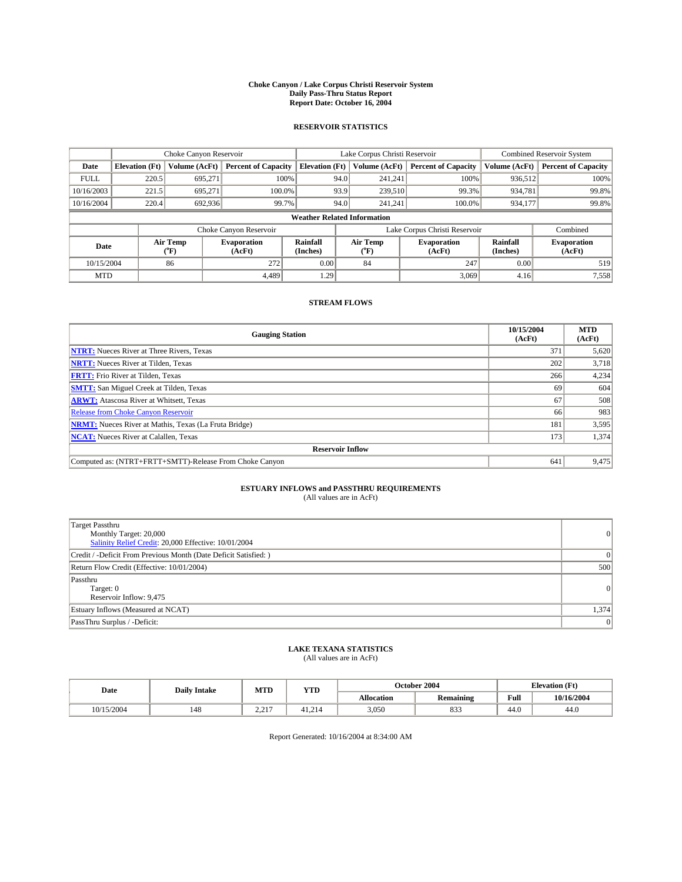# Choke Canyon / Lake Corpus Christi Reservoir System
## Daily Pass-Thru Status Report
## Report Date: October 16, 2004

### RESERVOIR STATISTICS

| | Choke Canyon Reservoir | | | Lake Corpus Christi Reservoir | | | Combined Reservoir System | |
|---|---|---|---|---|---|---|---|---|
| **Date** | **Elevation (Ft)** | **Volume (AcFt)** | **Percent of Capacity** | **Elevation (Ft)** | **Volume (AcFt)** | **Percent of Capacity** | **Volume (AcFt)** | **Percent of Capacity** |
| FULL | 220.5 | 695,271 | 100% | 94.0 | 241,241 | 100% | 936,512 | 100% |
| 10/16/2003 | 221.5 | 695,271 | 100.0% | 93.9 | 239,510 | 99.3% | 934,781 | 99.8% |
| 10/16/2004 | 220.4 | 692,936 | 99.7% | 94.0 | 241,241 | 100.0% | 934,177 | 99.8% |

**Weather Related Information**

| | Choke Canyon Reservoir | | | Lake Corpus Christi Reservoir | | | Combined |
|---|---|---|---|---|---|---|---|
| **Date** | **Air Temp (°F)** | **Evaporation (AcFt)** | **Rainfall (Inches)** | **Air Temp (°F)** | **Evaporation (AcFt)** | **Rainfall (Inches)** | **Evaporation (AcFt)** |
| 10/15/2004 | 86 | 272 | 0.00 | 84 | 247 | 0.00 | 519 |
| MTD | | 4,489 | 1.29 | | 3,069 | 4.16 | 7,558 |

### STREAM FLOWS

| Gauging Station | 10/15/2004 (AcFt) | MTD (AcFt) |
|---|---|---|
| **NTRT:** Nueces River at Three Rivers, Texas | 371 | 5,620 |
| **NRTT:** Nueces River at Tilden, Texas | 202 | 3,718 |
| **FRTT:** Frio River at Tilden, Texas | 266 | 4,234 |
| **SMTT:** San Miguel Creek at Tilden, Texas | 69 | 604 |
| **ARWT:** Atascosa River at Whitsett, Texas | 67 | 508 |
| Release from Choke Canyon Reservoir | 66 | 983 |
| **NRMT:** Nueces River at Mathis, Texas (La Fruta Bridge) | 181 | 3,595 |
| **NCAT:** Nueces River at Calallen, Texas | 173 | 1,374 |
| **Reservoir Inflow** | | |
| Computed as: (NTRT+FRTT+SMTT)-Release From Choke Canyon | 641 | 9,475 |

### ESTUARY INFLOWS and PASSTHRU REQUIREMENTS
(All values are in AcFt)

| | |
|---|---|
| Target Passthru<br>Monthly Target: 20,000<br>Salinity Relief Credit: 20,000 Effective: 10/01/2004 | 0 |
| Credit / -Deficit From Previous Month (Date Deficit Satisfied: ) | 0 |
| Return Flow Credit (Effective: 10/01/2004) | 500 |
| Passthru<br>Target: 0<br>Reservoir Inflow: 9,475 | 0 |
| Estuary Inflows (Measured at NCAT) | 1,374 |
| PassThru Surplus / -Deficit: | 0 |

### LAKE TEXANA STATISTICS
(All values are in AcFt)

| Date | Daily Intake | MTD | YTD | October 2004 | | Elevation (Ft) | |
|---|---|---|---|---|---|---|---|
| | | | | **Allocation** | **Remaining** | **Full** | **10/16/2004** |
| 10/15/2004 | 148 | 2,217 | 41,214 | 3,050 | 833 | 44.0 | 44.0 |

Report Generated: 10/16/2004 at 8:34:00 AM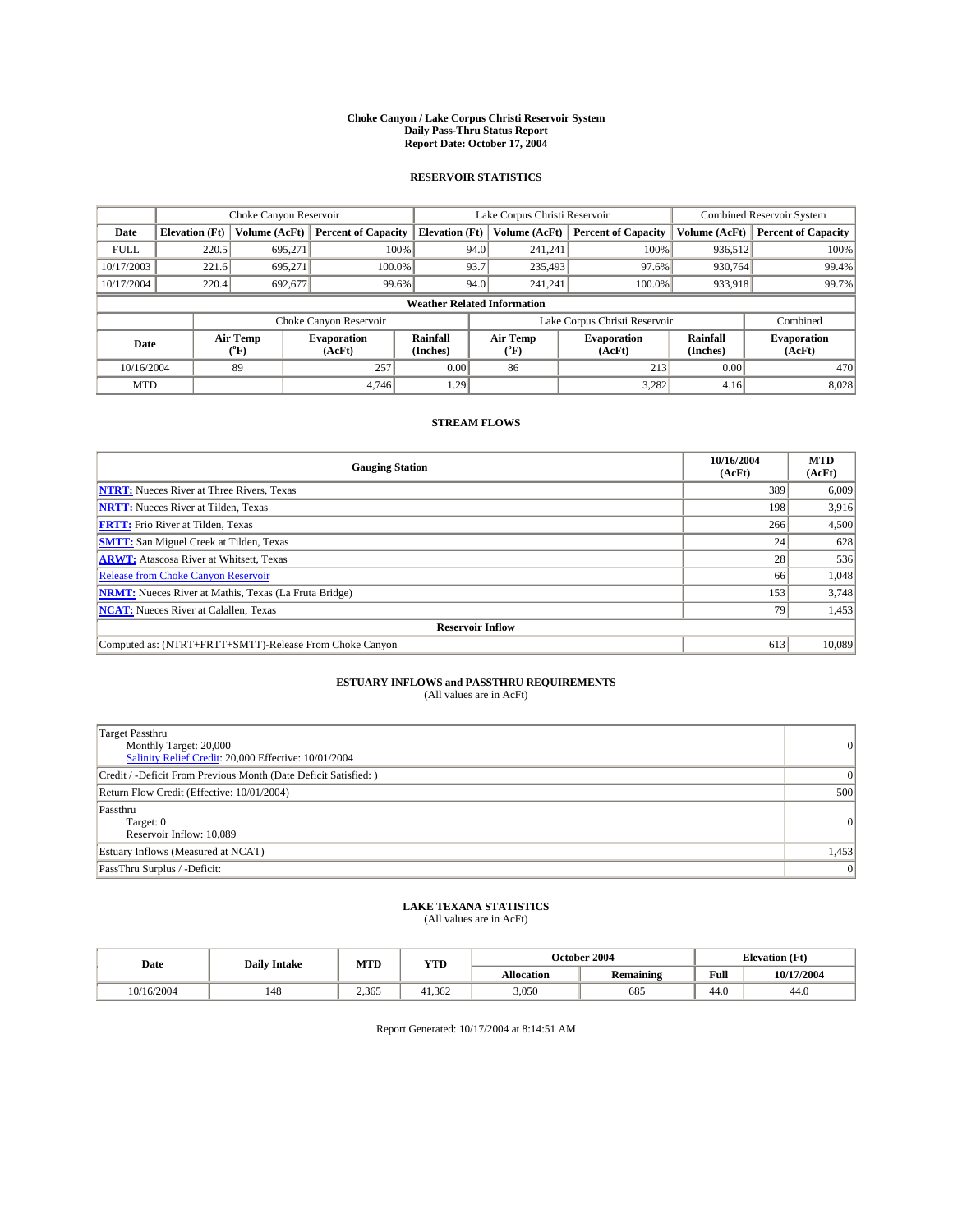# Choke Canyon / Lake Corpus Christi Reservoir System
## Daily Pass-Thru Status Report
## Report Date: October 17, 2004

### RESERVOIR STATISTICS

| | Choke Canyon Reservoir | | | Lake Corpus Christi Reservoir | | | Combined Reservoir System | |
|---|---|---|---|---|---|---|---|---|
| Date | Elevation (Ft) | Volume (AcFt) | Percent of Capacity | Elevation (Ft) | Volume (AcFt) | Percent of Capacity | Volume (AcFt) | Percent of Capacity |
| FULL | 220.5 | 695,271 | 100% | 94.0 | 241,241 | 100% | 936,512 | 100% |
| 10/17/2003 | 221.6 | 695,271 | 100.0% | 93.7 | 235,493 | 97.6% | 930,764 | 99.4% |
| 10/17/2004 | 220.4 | 692,677 | 99.6% | 94.0 | 241,241 | 100.0% | 933,918 | 99.7% |

**Weather Related Information**

| | Choke Canyon Reservoir | | | Lake Corpus Christi Reservoir | | | Combined |
|---|---|---|---|---|---|---|---|
| Date | Air Temp (°F) | Evaporation (AcFt) | Rainfall (Inches) | Air Temp (°F) | Evaporation (AcFt) | Rainfall (Inches) | Evaporation (AcFt) |
| 10/16/2004 | 89 | 257 | 0.00 | 86 | 213 | 0.00 | 470 |
| MTD | | 4,746 | 1.29 | | 3,282 | 4.16 | 8,028 |

### STREAM FLOWS

| Gauging Station | 10/16/2004 (AcFt) | MTD (AcFt) |
|---|---|---|
| NTRT: Nueces River at Three Rivers, Texas | 389 | 6,009 |
| NRTT: Nueces River at Tilden, Texas | 198 | 3,916 |
| FRTT: Frio River at Tilden, Texas | 266 | 4,500 |
| SMTT: San Miguel Creek at Tilden, Texas | 24 | 628 |
| ARWT: Atascosa River at Whitsett, Texas | 28 | 536 |
| Release from Choke Canyon Reservoir | 66 | 1,048 |
| NRMT: Nueces River at Mathis, Texas (La Fruta Bridge) | 153 | 3,748 |
| NCAT: Nueces River at Calallen, Texas | 79 | 1,453 |
| **Reservoir Inflow** | | |
| Computed as: (NTRT+FRTT+SMTT)-Release From Choke Canyon | 613 | 10,089 |

### ESTUARY INFLOWS and PASSTHRU REQUIREMENTS
(All values are in AcFt)

| | |
|---|---|
| Target Passthru<br>Monthly Target: 20,000<br>Salinity Relief Credit: 20,000 Effective: 10/01/2004 | 0 |
| Credit / -Deficit From Previous Month (Date Deficit Satisfied: ) | 0 |
| Return Flow Credit (Effective: 10/01/2004) | 500 |
| Passthru<br>Target: 0<br>Reservoir Inflow: 10,089 | 0 |
| Estuary Inflows (Measured at NCAT) | 1,453 |
| PassThru Surplus / -Deficit: | 0 |

### LAKE TEXANA STATISTICS
(All values are in AcFt)

| Date | Daily Intake | MTD | YTD | October 2004 | | Elevation (Ft) | |
|---|---|---|---|---|---|---|---|
| | | | | Allocation | Remaining | Full | 10/17/2004 |
| 10/16/2004 | 148 | 2,365 | 41,362 | 3,050 | 685 | 44.0 | 44.0 |

Report Generated: 10/17/2004 at 8:14:51 AM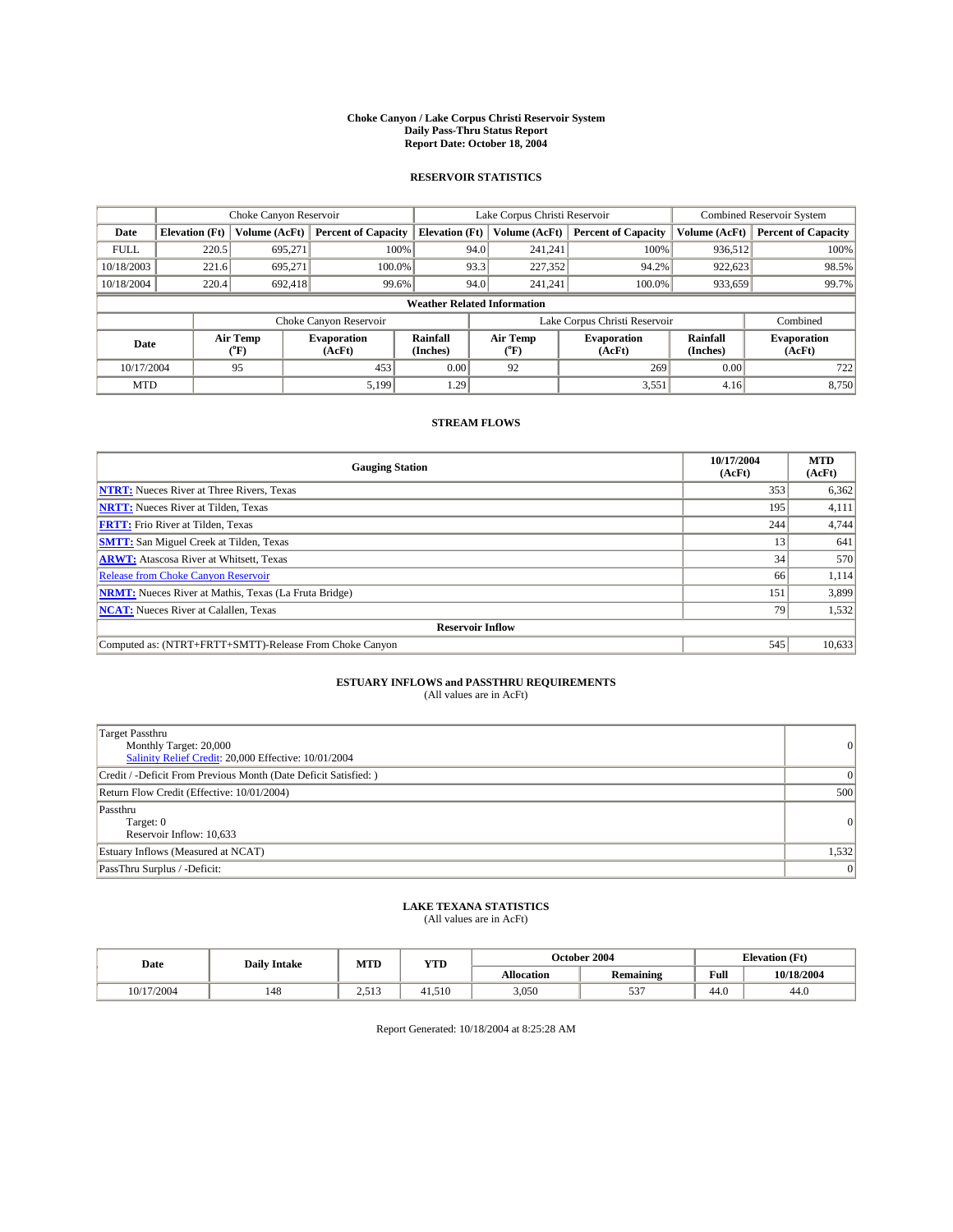# Choke Canyon / Lake Corpus Christi Reservoir System
## Daily Pass-Thru Status Report
## Report Date: October 18, 2004

### RESERVOIR STATISTICS

| | Choke Canyon Reservoir | | | Lake Corpus Christi Reservoir | | | Combined Reservoir System | |
|---|---|---|---|---|---|---|---|---|
| Date | Elevation (Ft) | Volume (AcFt) | Percent of Capacity | Elevation (Ft) | Volume (AcFt) | Percent of Capacity | Volume (AcFt) | Percent of Capacity |
| FULL | 220.5 | 695,271 | 100% | 94.0 | 241,241 | 100% | 936,512 | 100% |
| 10/18/2003 | 221.6 | 695,271 | 100.0% | 93.3 | 227,352 | 94.2% | 922,623 | 98.5% |
| 10/18/2004 | 220.4 | 692,418 | 99.6% | 94.0 | 241,241 | 100.0% | 933,659 | 99.7% |

**Weather Related Information**

| | Choke Canyon Reservoir | | | Lake Corpus Christi Reservoir | | | Combined |
|---|---|---|---|---|---|---|---|
| Date | Air Temp (°F) | Evaporation (AcFt) | Rainfall (Inches) | Air Temp (°F) | Evaporation (AcFt) | Rainfall (Inches) | Evaporation (AcFt) |
| 10/17/2004 | 95 | 453 | 0.00 | 92 | 269 | 0.00 | 722 |
| MTD | | 5,199 | 1.29 | | 3,551 | 4.16 | 8,750 |

### STREAM FLOWS

| Gauging Station | 10/17/2004 (AcFt) | MTD (AcFt) |
|---|---|---|
| NTRT: Nueces River at Three Rivers, Texas | 353 | 6,362 |
| NRTT: Nueces River at Tilden, Texas | 195 | 4,111 |
| FRTT: Frio River at Tilden, Texas | 244 | 4,744 |
| SMTT: San Miguel Creek at Tilden, Texas | 13 | 641 |
| ARWT: Atascosa River at Whitsett, Texas | 34 | 570 |
| Release from Choke Canyon Reservoir | 66 | 1,114 |
| NRMT: Nueces River at Mathis, Texas (La Fruta Bridge) | 151 | 3,899 |
| NCAT: Nueces River at Calallen, Texas | 79 | 1,532 |
| **Reservoir Inflow** | | |
| Computed as: (NTRT+FRTT+SMTT)-Release From Choke Canyon | 545 | 10,633 |

### ESTUARY INFLOWS and PASSTHRU REQUIREMENTS
(All values are in AcFt)

| | |
|---|---|
| Target Passthru<br>Monthly Target: 20,000<br>Salinity Relief Credit: 20,000 Effective: 10/01/2004 | 0 |
| Credit / -Deficit From Previous Month (Date Deficit Satisfied: ) | 0 |
| Return Flow Credit (Effective: 10/01/2004) | 500 |
| Passthru<br>Target: 0<br>Reservoir Inflow: 10,633 | 0 |
| Estuary Inflows (Measured at NCAT) | 1,532 |
| PassThru Surplus / -Deficit: | 0 |

### LAKE TEXANA STATISTICS
(All values are in AcFt)

| Date | Daily Intake | MTD | YTD | October 2004 | | Elevation (Ft) | |
|---|---|---|---|---|---|---|---|
| | | | | Allocation | Remaining | Full | 10/18/2004 |
| 10/17/2004 | 148 | 2,513 | 41,510 | 3,050 | 537 | 44.0 | 44.0 |

Report Generated: 10/18/2004 at 8:25:28 AM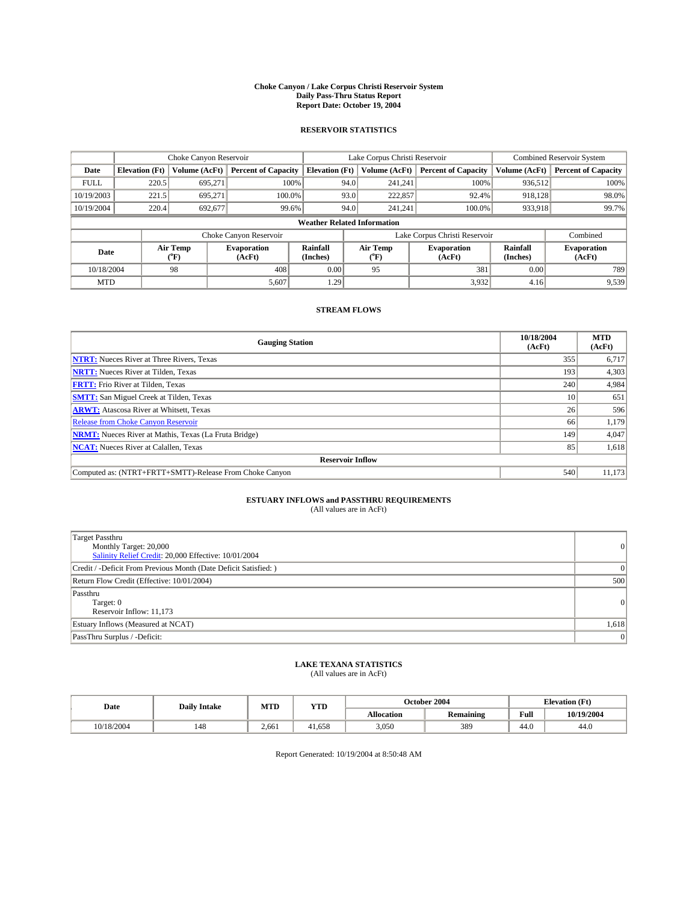**Choke Canyon / Lake Corpus Christi Reservoir System**
**Daily Pass-Thru Status Report**
**Report Date: October 19, 2004**

## RESERVOIR STATISTICS

| | Choke Canyon Reservoir | | | Lake Corpus Christi Reservoir | | | Combined Reservoir System | |
|---|---|---|---|---|---|---|---|---|
| Date | Elevation (Ft) | Volume (AcFt) | Percent of Capacity | Elevation (Ft) | Volume (AcFt) | Percent of Capacity | Volume (AcFt) | Percent of Capacity |
| FULL | 220.5 | 695,271 | 100% | 94.0 | 241,241 | 100% | 936,512 | 100% |
| 10/19/2003 | 221.5 | 695,271 | 100.0% | 93.0 | 222,857 | 92.4% | 918,128 | 98.0% |
| 10/19/2004 | 220.4 | 692,677 | 99.6% | 94.0 | 241,241 | 100.0% | 933,918 | 99.7% |

**Weather Related Information**

| | Choke Canyon Reservoir | | | Lake Corpus Christi Reservoir | | | Combined |
|---|---|---|---|---|---|---|---|
| Date | Air Temp (°F) | Evaporation (AcFt) | Rainfall (Inches) | Air Temp (°F) | Evaporation (AcFt) | Rainfall (Inches) | Evaporation (AcFt) |
| 10/18/2004 | 98 | 408 | 0.00 | 95 | 381 | 0.00 | 789 |
| MTD | | 5,607 | 1.29 | | 3,932 | 4.16 | 9,539 |

## STREAM FLOWS

| Gauging Station | 10/18/2004 (AcFt) | MTD (AcFt) |
|---|---|---|
| NTRT: Nueces River at Three Rivers, Texas | 355 | 6,717 |
| NRTT: Nueces River at Tilden, Texas | 193 | 4,303 |
| FRTT: Frio River at Tilden, Texas | 240 | 4,984 |
| SMTT: San Miguel Creek at Tilden, Texas | 10 | 651 |
| ARWT: Atascosa River at Whitsett, Texas | 26 | 596 |
| Release from Choke Canyon Reservoir | 66 | 1,179 |
| NRMT: Nueces River at Mathis, Texas (La Fruta Bridge) | 149 | 4,047 |
| NCAT: Nueces River at Calallen, Texas | 85 | 1,618 |
| **Reservoir Inflow** | | |
| Computed as: (NTRT+FRTT+SMTT)-Release From Choke Canyon | 540 | 11,173 |

## ESTUARY INFLOWS and PASSTHRU REQUIREMENTS

(All values are in AcFt)

| | |
|---|---|
| Target Passthru<br>Monthly Target: 20,000<br>Salinity Relief Credit: 20,000 Effective: 10/01/2004 | 0 |
| Credit / -Deficit From Previous Month (Date Deficit Satisfied: ) | 0 |
| Return Flow Credit (Effective: 10/01/2004) | 500 |
| Passthru<br>Target: 0<br>Reservoir Inflow: 11,173 | 0 |
| Estuary Inflows (Measured at NCAT) | 1,618 |
| PassThru Surplus / -Deficit: | 0 |

## LAKE TEXANA STATISTICS

(All values are in AcFt)

| Date | Daily Intake | MTD | YTD | October 2004 | | Elevation (Ft) | |
|---|---|---|---|---|---|---|---|
| | | | | Allocation | Remaining | Full | 10/19/2004 |
| 10/18/2004 | 148 | 2,661 | 41,658 | 3,050 | 389 | 44.0 | 44.0 |

Report Generated: 10/19/2004 at 8:50:48 AM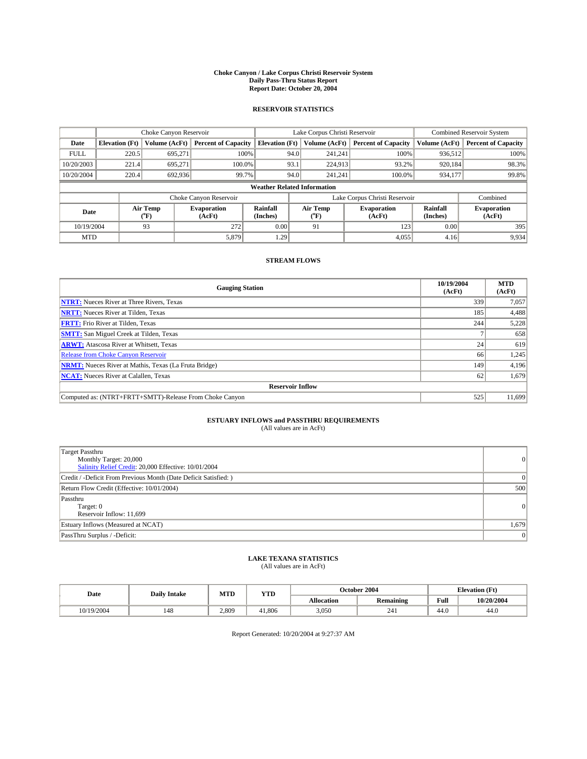# Choke Canyon / Lake Corpus Christi Reservoir System
## Daily Pass-Thru Status Report
## Report Date: October 20, 2004

### RESERVOIR STATISTICS

| | Choke Canyon Reservoir | | | Lake Corpus Christi Reservoir | | | Combined Reservoir System | |
|---|---|---|---|---|---|---|---|---|
| Date | Elevation (Ft) | Volume (AcFt) | Percent of Capacity | Elevation (Ft) | Volume (AcFt) | Percent of Capacity | Volume (AcFt) | Percent of Capacity |
| FULL | 220.5 | 695,271 | 100% | 94.0 | 241,241 | 100% | 936,512 | 100% |
| 10/20/2003 | 221.4 | 695,271 | 100.0% | 93.1 | 224,913 | 93.2% | 920,184 | 98.3% |
| 10/20/2004 | 220.4 | 692,936 | 99.7% | 94.0 | 241,241 | 100.0% | 934,177 | 99.8% |

**Weather Related Information**

| | Choke Canyon Reservoir | | | Lake Corpus Christi Reservoir | | | Combined |
|---|---|---|---|---|---|---|---|
| Date | Air Temp (°F) | Evaporation (AcFt) | Rainfall (Inches) | Air Temp (°F) | Evaporation (AcFt) | Rainfall (Inches) | Evaporation (AcFt) |
| 10/19/2004 | 93 | 272 | 0.00 | 91 | 123 | 0.00 | 395 |
| MTD | | 5,879 | 1.29 | | 4,055 | 4.16 | 9,934 |

### STREAM FLOWS

| Gauging Station | 10/19/2004 (AcFt) | MTD (AcFt) |
|---|---|---|
| NTRT: Nueces River at Three Rivers, Texas | 339 | 7,057 |
| NRTT: Nueces River at Tilden, Texas | 185 | 4,488 |
| FRTT: Frio River at Tilden, Texas | 244 | 5,228 |
| SMTT: San Miguel Creek at Tilden, Texas | 7 | 658 |
| ARWT: Atascosa River at Whitsett, Texas | 24 | 619 |
| Release from Choke Canyon Reservoir | 66 | 1,245 |
| NRMT: Nueces River at Mathis, Texas (La Fruta Bridge) | 149 | 4,196 |
| NCAT: Nueces River at Calallen, Texas | 62 | 1,679 |
| **Reservoir Inflow** | | |
| Computed as: (NTRT+FRTT+SMTT)-Release From Choke Canyon | 525 | 11,699 |

### ESTUARY INFLOWS and PASSTHRU REQUIREMENTS
(All values are in AcFt)

| | |
|---|---|
| Target Passthru<br>Monthly Target: 20,000<br>Salinity Relief Credit: 20,000 Effective: 10/01/2004 | 0 |
| Credit / -Deficit From Previous Month (Date Deficit Satisfied: ) | 0 |
| Return Flow Credit (Effective: 10/01/2004) | 500 |
| Passthru<br>Target: 0<br>Reservoir Inflow: 11,699 | 0 |
| Estuary Inflows (Measured at NCAT) | 1,679 |
| PassThru Surplus / -Deficit: | 0 |

### LAKE TEXANA STATISTICS
(All values are in AcFt)

| Date | Daily Intake | MTD | YTD | October 2004 | | Elevation (Ft) | |
|---|---|---|---|---|---|---|---|
| | | | | Allocation | Remaining | Full | 10/20/2004 |
| 10/19/2004 | 148 | 2,809 | 41,806 | 3,050 | 241 | 44.0 | 44.0 |

Report Generated: 10/20/2004 at 9:27:37 AM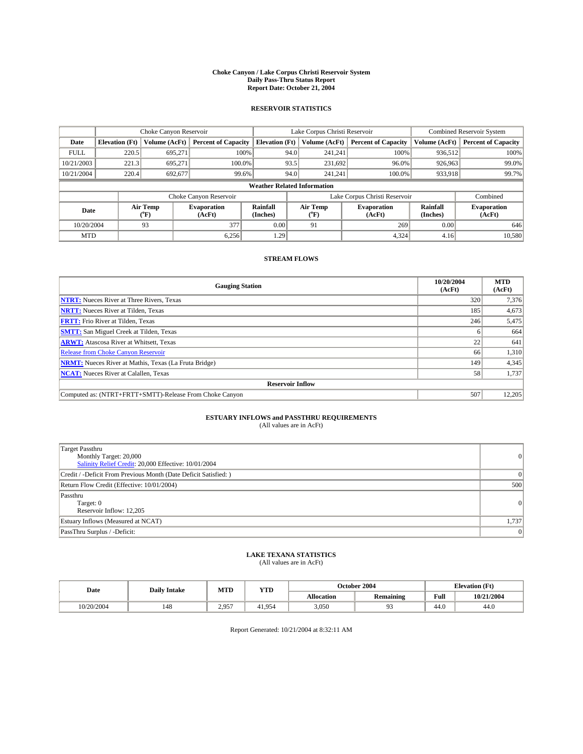**Choke Canyon / Lake Corpus Christi Reservoir System**
**Daily Pass-Thru Status Report**
**Report Date: October 21, 2004**

## RESERVOIR STATISTICS

| | Choke Canyon Reservoir | | | Lake Corpus Christi Reservoir | | | Combined Reservoir System | |
|---|---|---|---|---|---|---|---|---|
| **Date** | **Elevation (Ft)** | **Volume (AcFt)** | **Percent of Capacity** | **Elevation (Ft)** | **Volume (AcFt)** | **Percent of Capacity** | **Volume (AcFt)** | **Percent of Capacity** |
| FULL | 220.5 | 695,271 | 100% | 94.0 | 241,241 | 100% | 936,512 | 100% |
| 10/21/2003 | 221.3 | 695,271 | 100.0% | 93.5 | 231,692 | 96.0% | 926,963 | 99.0% |
| 10/21/2004 | 220.4 | 692,677 | 99.6% | 94.0 | 241,241 | 100.0% | 933,918 | 99.7% |

**Weather Related Information**

| | Choke Canyon Reservoir | | | Lake Corpus Christi Reservoir | | | Combined |
|---|---|---|---|---|---|---|---|
| **Date** | **Air Temp (°F)** | **Evaporation (AcFt)** | **Rainfall (Inches)** | **Air Temp (°F)** | **Evaporation (AcFt)** | **Rainfall (Inches)** | **Evaporation (AcFt)** |
| 10/20/2004 | 93 | 377 | 0.00 | 91 | 269 | 0.00 | 646 |
| MTD | | 6,256 | 1.29 | | 4,324 | 4.16 | 10,580 |

## STREAM FLOWS

| Gauging Station | 10/20/2004 (AcFt) | MTD (AcFt) |
|---|---|---|
| **NTRT:** Nueces River at Three Rivers, Texas | 320 | 7,376 |
| **NRTT:** Nueces River at Tilden, Texas | 185 | 4,673 |
| **FRTT:** Frio River at Tilden, Texas | 246 | 5,475 |
| **SMTT:** San Miguel Creek at Tilden, Texas | 6 | 664 |
| **ARWT:** Atascosa River at Whitsett, Texas | 22 | 641 |
| Release from Choke Canyon Reservoir | 66 | 1,310 |
| **NRMT:** Nueces River at Mathis, Texas (La Fruta Bridge) | 149 | 4,345 |
| **NCAT:** Nueces River at Calallen, Texas | 58 | 1,737 |
| **Reservoir Inflow** | | |
| Computed as: (NTRT+FRTT+SMTT)-Release From Choke Canyon | 507 | 12,205 |

## ESTUARY INFLOWS and PASSTHRU REQUIREMENTS
(All values are in AcFt)

| | |
|---|---|
| Target Passthru<br>Monthly Target: 20,000<br>Salinity Relief Credit: 20,000 Effective: 10/01/2004 | 0 |
| Credit / -Deficit From Previous Month (Date Deficit Satisfied: ) | 0 |
| Return Flow Credit (Effective: 10/01/2004) | 500 |
| Passthru<br>Target: 0<br>Reservoir Inflow: 12,205 | 0 |
| Estuary Inflows (Measured at NCAT) | 1,737 |
| PassThru Surplus / -Deficit: | 0 |

## LAKE TEXANA STATISTICS
(All values are in AcFt)

| Date | Daily Intake | MTD | YTD | October 2004 | | Elevation (Ft) | |
|---|---|---|---|---|---|---|---|
| | | | | **Allocation** | **Remaining** | **Full** | **10/21/2004** |
| 10/20/2004 | 148 | 2,957 | 41,954 | 3,050 | 93 | 44.0 | 44.0 |

Report Generated: 10/21/2004 at 8:32:11 AM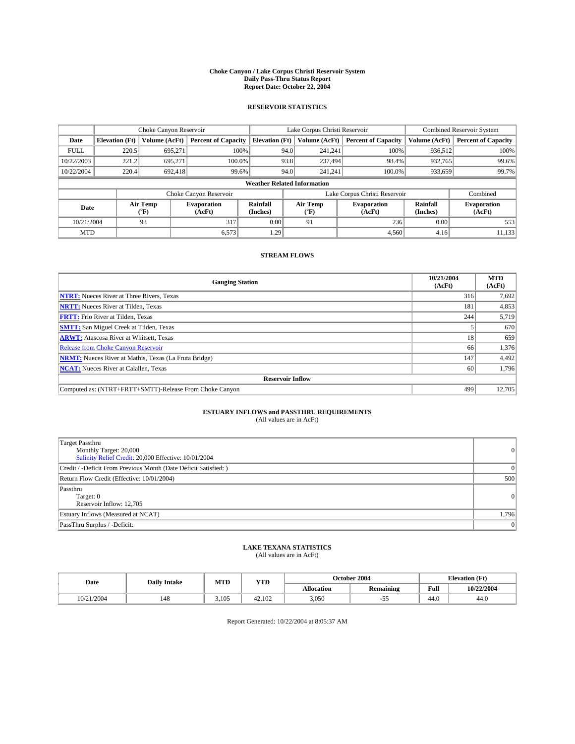# Choke Canyon / Lake Corpus Christi Reservoir System
## Daily Pass-Thru Status Report
## Report Date: October 22, 2004

### RESERVOIR STATISTICS

| | Choke Canyon Reservoir | | | Lake Corpus Christi Reservoir | | | Combined Reservoir System | |
|---|---|---|---|---|---|---|---|---|
| **Date** | **Elevation (Ft)** | **Volume (AcFt)** | **Percent of Capacity** | **Elevation (Ft)** | **Volume (AcFt)** | **Percent of Capacity** | **Volume (AcFt)** | **Percent of Capacity** |
| FULL | 220.5 | 695,271 | 100% | 94.0 | 241,241 | 100% | 936,512 | 100% |
| 10/22/2003 | 221.2 | 695,271 | 100.0% | 93.8 | 237,494 | 98.4% | 932,765 | 99.6% |
| 10/22/2004 | 220.4 | 692,418 | 99.6% | 94.0 | 241,241 | 100.0% | 933,659 | 99.7% |

**Weather Related Information**

| | Choke Canyon Reservoir | | | Lake Corpus Christi Reservoir | | | Combined |
|---|---|---|---|---|---|---|---|
| **Date** | **Air Temp (°F)** | **Evaporation (AcFt)** | **Rainfall (Inches)** | **Air Temp (°F)** | **Evaporation (AcFt)** | **Rainfall (Inches)** | **Evaporation (AcFt)** |
| 10/21/2004 | 93 | 317 | 0.00 | 91 | 236 | 0.00 | 553 |
| MTD | | 6,573 | 1.29 | | 4,560 | 4.16 | 11,133 |

### STREAM FLOWS

| Gauging Station | 10/21/2004 (AcFt) | MTD (AcFt) |
|---|---|---|
| **NTRT:** Nueces River at Three Rivers, Texas | 316 | 7,692 |
| **NRTT:** Nueces River at Tilden, Texas | 181 | 4,853 |
| **FRTT:** Frio River at Tilden, Texas | 244 | 5,719 |
| **SMTT:** San Miguel Creek at Tilden, Texas | 5 | 670 |
| **ARWT:** Atascosa River at Whitsett, Texas | 18 | 659 |
| Release from Choke Canyon Reservoir | 66 | 1,376 |
| **NRMT:** Nueces River at Mathis, Texas (La Fruta Bridge) | 147 | 4,492 |
| **NCAT:** Nueces River at Calallen, Texas | 60 | 1,796 |
| **Reservoir Inflow** | | |
| Computed as: (NTRT+FRTT+SMTT)-Release From Choke Canyon | 499 | 12,705 |

### ESTUARY INFLOWS and PASSTHRU REQUIREMENTS
(All values are in AcFt)

| | |
|---|---|
| Target Passthru<br>Monthly Target: 20,000<br>Salinity Relief Credit: 20,000 Effective: 10/01/2004 | 0 |
| Credit / -Deficit From Previous Month (Date Deficit Satisfied: ) | 0 |
| Return Flow Credit (Effective: 10/01/2004) | 500 |
| Passthru<br>Target: 0<br>Reservoir Inflow: 12,705 | 0 |
| Estuary Inflows (Measured at NCAT) | 1,796 |
| PassThru Surplus / -Deficit: | 0 |

### LAKE TEXANA STATISTICS
(All values are in AcFt)

| Date | Daily Intake | MTD | YTD | October 2004 | | Elevation (Ft) | |
|---|---|---|---|---|---|---|---|
| | | | | **Allocation** | **Remaining** | **Full** | **10/22/2004** |
| 10/21/2004 | 148 | 3,105 | 42,102 | 3,050 | -55 | 44.0 | 44.0 |

Report Generated: 10/22/2004 at 8:05:37 AM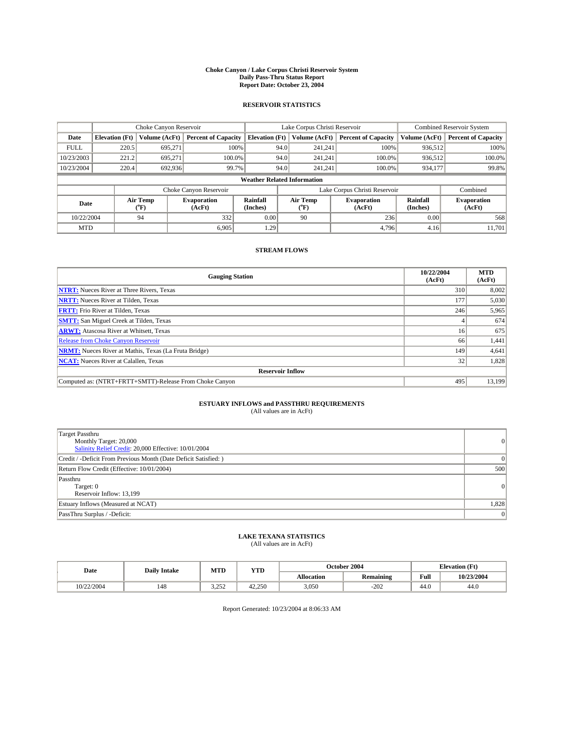# Choke Canyon / Lake Corpus Christi Reservoir System
## Daily Pass-Thru Status Report
### Report Date: October 23, 2004

## RESERVOIR STATISTICS

| | Choke Canyon Reservoir | | | Lake Corpus Christi Reservoir | | | Combined Reservoir System | |
|---|---|---|---|---|---|---|---|---|
| Date | Elevation (Ft) | Volume (AcFt) | Percent of Capacity | Elevation (Ft) | Volume (AcFt) | Percent of Capacity | Volume (AcFt) | Percent of Capacity |
| FULL | 220.5 | 695,271 | 100% | 94.0 | 241,241 | 100% | 936,512 | 100% |
| 10/23/2003 | 221.2 | 695,271 | 100.0% | 94.0 | 241,241 | 100.0% | 936,512 | 100.0% |
| 10/23/2004 | 220.4 | 692,936 | 99.7% | 94.0 | 241,241 | 100.0% | 934,177 | 99.8% |

**Weather Related Information**

| | Choke Canyon Reservoir | | | Lake Corpus Christi Reservoir | | | Combined |
|---|---|---|---|---|---|---|---|
| Date | Air Temp (°F) | Evaporation (AcFt) | Rainfall (Inches) | Air Temp (°F) | Evaporation (AcFt) | Rainfall (Inches) | Evaporation (AcFt) |
| 10/22/2004 | 94 | 332 | 0.00 | 90 | 236 | 0.00 | 568 |
| MTD | | 6,905 | 1.29 | | 4,796 | 4.16 | 11,701 |

## STREAM FLOWS

| Gauging Station | 10/22/2004 (AcFt) | MTD (AcFt) |
|---|---|---|
| NTRT: Nueces River at Three Rivers, Texas | 310 | 8,002 |
| NRTT: Nueces River at Tilden, Texas | 177 | 5,030 |
| FRTT: Frio River at Tilden, Texas | 246 | 5,965 |
| SMTT: San Miguel Creek at Tilden, Texas | 4 | 674 |
| ARWT: Atascosa River at Whitsett, Texas | 16 | 675 |
| Release from Choke Canyon Reservoir | 66 | 1,441 |
| NRMT: Nueces River at Mathis, Texas (La Fruta Bridge) | 149 | 4,641 |
| NCAT: Nueces River at Calallen, Texas | 32 | 1,828 |
| **Reservoir Inflow** | | |
| Computed as: (NTRT+FRTT+SMTT)-Release From Choke Canyon | 495 | 13,199 |

## ESTUARY INFLOWS and PASSTHRU REQUIREMENTS
(All values are in AcFt)

| | |
|---|---|
| Target Passthru<br>Monthly Target: 20,000<br>Salinity Relief Credit: 20,000 Effective: 10/01/2004 | 0 |
| Credit / -Deficit From Previous Month (Date Deficit Satisfied: ) | 0 |
| Return Flow Credit (Effective: 10/01/2004) | 500 |
| Passthru<br>Target: 0<br>Reservoir Inflow: 13,199 | 0 |
| Estuary Inflows (Measured at NCAT) | 1,828 |
| PassThru Surplus / -Deficit: | 0 |

## LAKE TEXANA STATISTICS
(All values are in AcFt)

| Date | Daily Intake | MTD | YTD | October 2004 | | Elevation (Ft) | |
|---|---|---|---|---|---|---|---|
| | | | | Allocation | Remaining | Full | 10/23/2004 |
| 10/22/2004 | 148 | 3,252 | 42,250 | 3,050 | -202 | 44.0 | 44.0 |

Report Generated: 10/23/2004 at 8:06:33 AM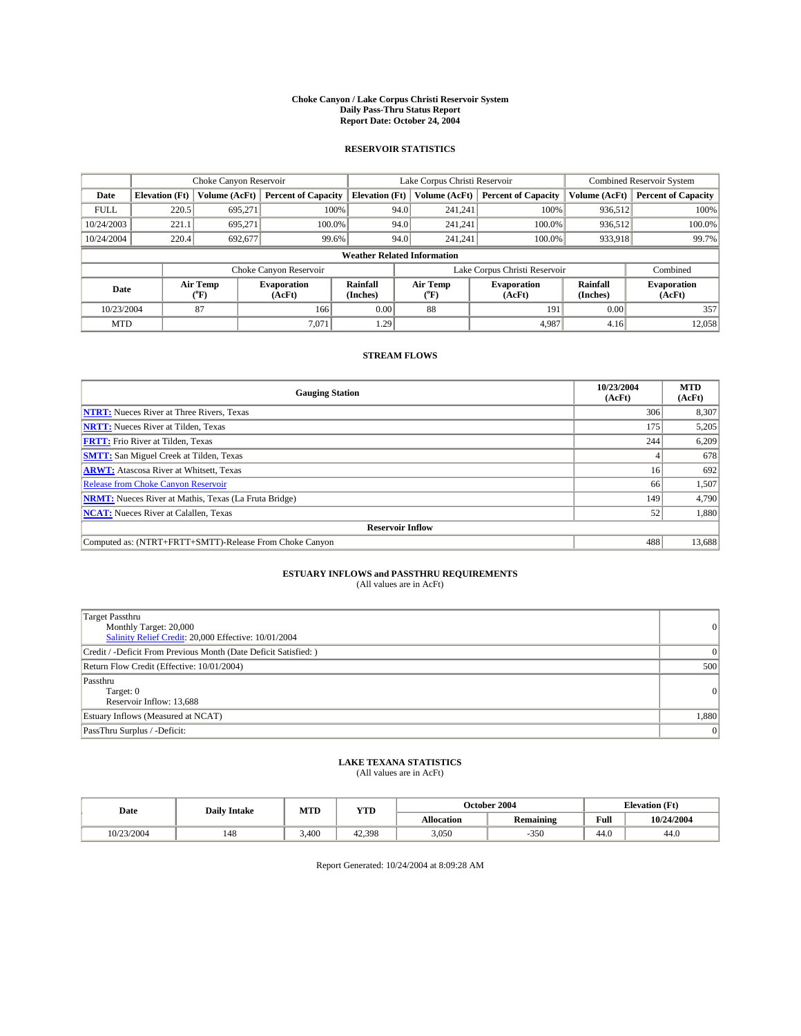# Choke Canyon / Lake Corpus Christi Reservoir System
## Daily Pass-Thru Status Report
## Report Date: October 24, 2004

### RESERVOIR STATISTICS

| | Choke Canyon Reservoir | | | Lake Corpus Christi Reservoir | | | Combined Reservoir System | |
|---|---|---|---|---|---|---|---|---|
| Date | Elevation (Ft) | Volume (AcFt) | Percent of Capacity | Elevation (Ft) | Volume (AcFt) | Percent of Capacity | Volume (AcFt) | Percent of Capacity |
| FULL | 220.5 | 695,271 | 100% | 94.0 | 241,241 | 100% | 936,512 | 100% |
| 10/24/2003 | 221.1 | 695,271 | 100.0% | 94.0 | 241,241 | 100.0% | 936,512 | 100.0% |
| 10/24/2004 | 220.4 | 692,677 | 99.6% | 94.0 | 241,241 | 100.0% | 933,918 | 99.7% |

**Weather Related Information**

| | Choke Canyon Reservoir | | | Lake Corpus Christi Reservoir | | | Combined |
|---|---|---|---|---|---|---|---|
| Date | Air Temp (°F) | Evaporation (AcFt) | Rainfall (Inches) | Air Temp (°F) | Evaporation (AcFt) | Rainfall (Inches) | Evaporation (AcFt) |
| 10/23/2004 | 87 | 166 | 0.00 | 88 | 191 | 0.00 | 357 |
| MTD | | 7,071 | 1.29 | | 4,987 | 4.16 | 12,058 |

### STREAM FLOWS

| Gauging Station | 10/23/2004 (AcFt) | MTD (AcFt) |
|---|---|---|
| NTRT: Nueces River at Three Rivers, Texas | 306 | 8,307 |
| NRTT: Nueces River at Tilden, Texas | 175 | 5,205 |
| FRTT: Frio River at Tilden, Texas | 244 | 6,209 |
| SMTT: San Miguel Creek at Tilden, Texas | 4 | 678 |
| ARWT: Atascosa River at Whitsett, Texas | 16 | 692 |
| Release from Choke Canyon Reservoir | 66 | 1,507 |
| NRMT: Nueces River at Mathis, Texas (La Fruta Bridge) | 149 | 4,790 |
| NCAT: Nueces River at Calallen, Texas | 52 | 1,880 |
| **Reservoir Inflow** | | |
| Computed as: (NTRT+FRTT+SMTT)-Release From Choke Canyon | 488 | 13,688 |

### ESTUARY INFLOWS and PASSTHRU REQUIREMENTS
(All values are in AcFt)

| | |
|---|---|
| Target Passthru<br>Monthly Target: 20,000<br>Salinity Relief Credit: 20,000 Effective: 10/01/2004 | 0 |
| Credit / -Deficit From Previous Month (Date Deficit Satisfied: ) | 0 |
| Return Flow Credit (Effective: 10/01/2004) | 500 |
| Passthru<br>Target: 0<br>Reservoir Inflow: 13,688 | 0 |
| Estuary Inflows (Measured at NCAT) | 1,880 |
| PassThru Surplus / -Deficit: | 0 |

### LAKE TEXANA STATISTICS
(All values are in AcFt)

| Date | Daily Intake | MTD | YTD | October 2004 | | Elevation (Ft) | |
|---|---|---|---|---|---|---|---|
| | | | | Allocation | Remaining | Full | 10/24/2004 |
| 10/23/2004 | 148 | 3,400 | 42,398 | 3,050 | -350 | 44.0 | 44.0 |

Report Generated: 10/24/2004 at 8:09:28 AM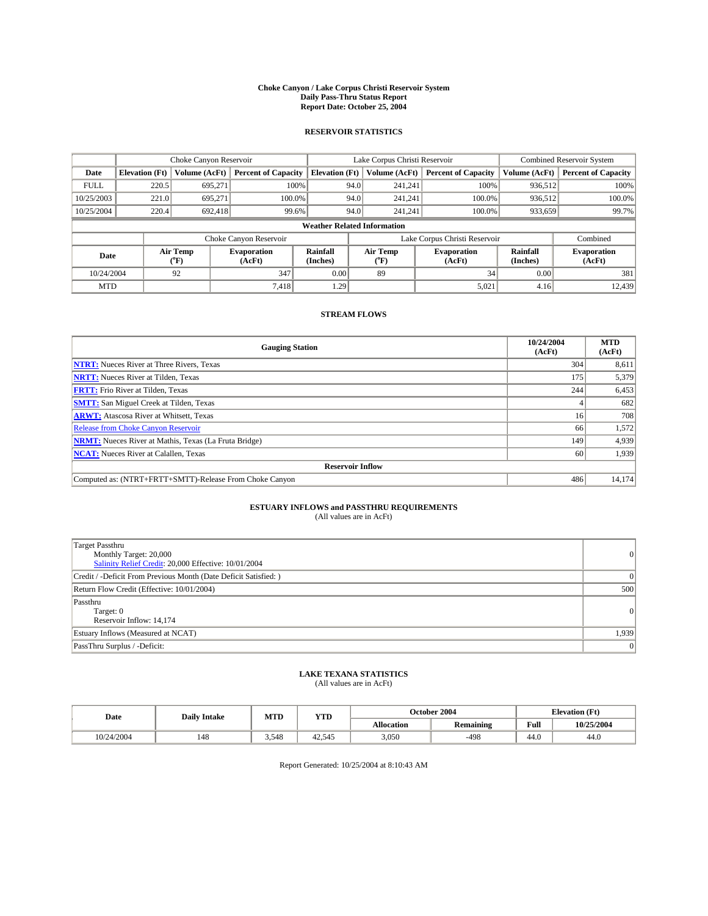**Choke Canyon / Lake Corpus Christi Reservoir System**
**Daily Pass-Thru Status Report**
**Report Date: October 25, 2004**

## RESERVOIR STATISTICS

| | Choke Canyon Reservoir | | | Lake Corpus Christi Reservoir | | | Combined Reservoir System | |
|---|---|---|---|---|---|---|---|---|
| **Date** | **Elevation (Ft)** | **Volume (AcFt)** | **Percent of Capacity** | **Elevation (Ft)** | **Volume (AcFt)** | **Percent of Capacity** | **Volume (AcFt)** | **Percent of Capacity** |
| FULL | 220.5 | 695,271 | 100% | 94.0 | 241,241 | 100% | 936,512 | 100% |
| 10/25/2003 | 221.0 | 695,271 | 100.0% | 94.0 | 241,241 | 100.0% | 936,512 | 100.0% |
| 10/25/2004 | 220.4 | 692,418 | 99.6% | 94.0 | 241,241 | 100.0% | 933,659 | 99.7% |

**Weather Related Information**

| | Choke Canyon Reservoir | | | Lake Corpus Christi Reservoir | | | Combined |
|---|---|---|---|---|---|---|---|
| **Date** | **Air Temp (°F)** | **Evaporation (AcFt)** | **Rainfall (Inches)** | **Air Temp (°F)** | **Evaporation (AcFt)** | **Rainfall (Inches)** | **Evaporation (AcFt)** |
| 10/24/2004 | 92 | 347 | 0.00 | 89 | 34 | 0.00 | 381 |
| MTD | | 7,418 | 1.29 | | 5,021 | 4.16 | 12,439 |

## STREAM FLOWS

| Gauging Station | 10/24/2004 (AcFt) | MTD (AcFt) |
|---|---|---|
| **NTRT:** Nueces River at Three Rivers, Texas | 304 | 8,611 |
| **NRTT:** Nueces River at Tilden, Texas | 175 | 5,379 |
| **FRTT:** Frio River at Tilden, Texas | 244 | 6,453 |
| **SMTT:** San Miguel Creek at Tilden, Texas | 4 | 682 |
| **ARWT:** Atascosa River at Whitsett, Texas | 16 | 708 |
| Release from Choke Canyon Reservoir | 66 | 1,572 |
| **NRMT:** Nueces River at Mathis, Texas (La Fruta Bridge) | 149 | 4,939 |
| **NCAT:** Nueces River at Calallen, Texas | 60 | 1,939 |
| **Reservoir Inflow** | | |
| Computed as: (NTRT+FRTT+SMTT)-Release From Choke Canyon | 486 | 14,174 |

## ESTUARY INFLOWS and PASSTHRU REQUIREMENTS
(All values are in AcFt)

| | |
|---|---|
| Target Passthru<br>Monthly Target: 20,000<br>Salinity Relief Credit: 20,000 Effective: 10/01/2004 | 0 |
| Credit / -Deficit From Previous Month (Date Deficit Satisfied: ) | 0 |
| Return Flow Credit (Effective: 10/01/2004) | 500 |
| Passthru<br>Target: 0<br>Reservoir Inflow: 14,174 | 0 |
| Estuary Inflows (Measured at NCAT) | 1,939 |
| PassThru Surplus / -Deficit: | 0 |

## LAKE TEXANA STATISTICS
(All values are in AcFt)

| Date | Daily Intake | MTD | YTD | October 2004 | | Elevation (Ft) | |
|---|---|---|---|---|---|---|---|
| | | | | **Allocation** | **Remaining** | **Full** | **10/25/2004** |
| 10/24/2004 | 148 | 3,548 | 42,545 | 3,050 | -498 | 44.0 | 44.0 |

Report Generated: 10/25/2004 at 8:10:43 AM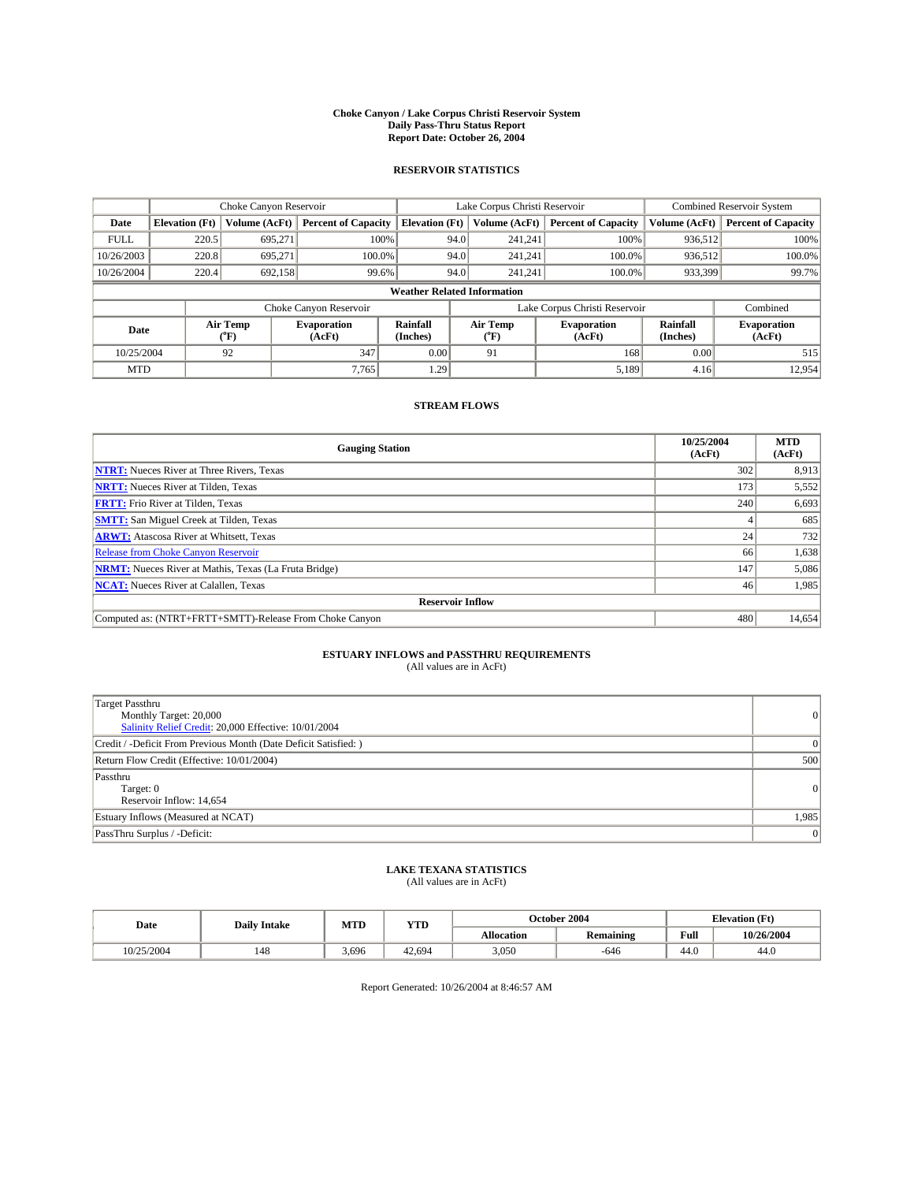# Choke Canyon / Lake Corpus Christi Reservoir System
## Daily Pass-Thru Status Report
## Report Date: October 26, 2004

### RESERVOIR STATISTICS

| | Choke Canyon Reservoir | | | Lake Corpus Christi Reservoir | | | Combined Reservoir System | |
|---|---|---|---|---|---|---|---|---|
| **Date** | **Elevation (Ft)** | **Volume (AcFt)** | **Percent of Capacity** | **Elevation (Ft)** | **Volume (AcFt)** | **Percent of Capacity** | **Volume (AcFt)** | **Percent of Capacity** |
| FULL | 220.5 | 695,271 | 100% | 94.0 | 241,241 | 100% | 936,512 | 100% |
| 10/26/2003 | 220.8 | 695,271 | 100.0% | 94.0 | 241,241 | 100.0% | 936,512 | 100.0% |
| 10/26/2004 | 220.4 | 692,158 | 99.6% | 94.0 | 241,241 | 100.0% | 933,399 | 99.7% |

**Weather Related Information**

| | Choke Canyon Reservoir | | | Lake Corpus Christi Reservoir | | | Combined |
|---|---|---|---|---|---|---|---|
| **Date** | **Air Temp (°F)** | **Evaporation (AcFt)** | **Rainfall (Inches)** | **Air Temp (°F)** | **Evaporation (AcFt)** | **Rainfall (Inches)** | **Evaporation (AcFt)** |
| 10/25/2004 | 92 | 347 | 0.00 | 91 | 168 | 0.00 | 515 |
| MTD | | 7,765 | 1.29 | | 5,189 | 4.16 | 12,954 |

### STREAM FLOWS

| Gauging Station | 10/25/2004 (AcFt) | MTD (AcFt) |
|---|---|---|
| **NTRT:** Nueces River at Three Rivers, Texas | 302 | 8,913 |
| **NRTT:** Nueces River at Tilden, Texas | 173 | 5,552 |
| **FRTT:** Frio River at Tilden, Texas | 240 | 6,693 |
| **SMTT:** San Miguel Creek at Tilden, Texas | 4 | 685 |
| **ARWT:** Atascosa River at Whitsett, Texas | 24 | 732 |
| Release from Choke Canyon Reservoir | 66 | 1,638 |
| **NRMT:** Nueces River at Mathis, Texas (La Fruta Bridge) | 147 | 5,086 |
| **NCAT:** Nueces River at Calallen, Texas | 46 | 1,985 |
| **Reservoir Inflow** | | |
| Computed as: (NTRT+FRTT+SMTT)-Release From Choke Canyon | 480 | 14,654 |

### ESTUARY INFLOWS and PASSTHRU REQUIREMENTS
(All values are in AcFt)

| | |
|---|---|
| Target Passthru<br>Monthly Target: 20,000<br>Salinity Relief Credit: 20,000 Effective: 10/01/2004 | 0 |
| Credit / -Deficit From Previous Month (Date Deficit Satisfied: ) | 0 |
| Return Flow Credit (Effective: 10/01/2004) | 500 |
| Passthru<br>Target: 0<br>Reservoir Inflow: 14,654 | 0 |
| Estuary Inflows (Measured at NCAT) | 1,985 |
| PassThru Surplus / -Deficit: | 0 |

### LAKE TEXANA STATISTICS
(All values are in AcFt)

| Date | Daily Intake | MTD | YTD | October 2004 | | Elevation (Ft) | |
|---|---|---|---|---|---|---|---|
| | | | | **Allocation** | **Remaining** | **Full** | **10/26/2004** |
| 10/25/2004 | 148 | 3,696 | 42,694 | 3,050 | -646 | 44.0 | 44.0 |

Report Generated: 10/26/2004 at 8:46:57 AM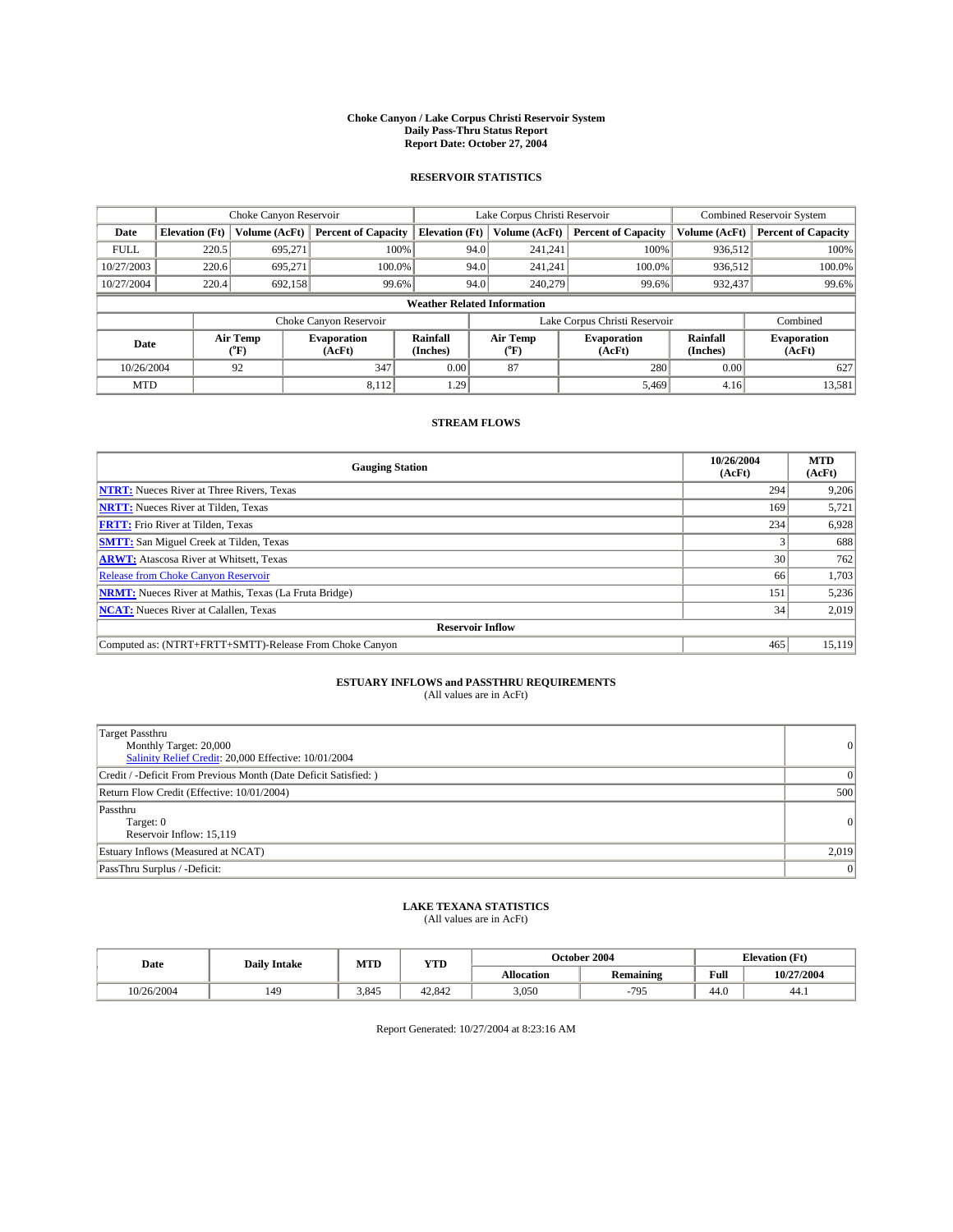**Choke Canyon / Lake Corpus Christi Reservoir System**
**Daily Pass-Thru Status Report**
**Report Date: October 27, 2004**

## RESERVOIR STATISTICS

| | Choke Canyon Reservoir | | | Lake Corpus Christi Reservoir | | | Combined Reservoir System | |
|---|---|---|---|---|---|---|---|---|
| **Date** | **Elevation (Ft)** | **Volume (AcFt)** | **Percent of Capacity** | **Elevation (Ft)** | **Volume (AcFt)** | **Percent of Capacity** | **Volume (AcFt)** | **Percent of Capacity** |
| FULL | 220.5 | 695,271 | 100% | 94.0 | 241,241 | 100% | 936,512 | 100% |
| 10/27/2003 | 220.6 | 695,271 | 100.0% | 94.0 | 241,241 | 100.0% | 936,512 | 100.0% |
| 10/27/2004 | 220.4 | 692,158 | 99.6% | 94.0 | 240,279 | 99.6% | 932,437 | 99.6% |

**Weather Related Information**

| | Choke Canyon Reservoir | | | Lake Corpus Christi Reservoir | | | Combined |
|---|---|---|---|---|---|---|---|
| **Date** | **Air Temp (°F)** | **Evaporation (AcFt)** | **Rainfall (Inches)** | **Air Temp (°F)** | **Evaporation (AcFt)** | **Rainfall (Inches)** | **Evaporation (AcFt)** |
| 10/26/2004 | 92 | 347 | 0.00 | 87 | 280 | 0.00 | 627 |
| MTD | | 8,112 | 1.29 | | 5,469 | 4.16 | 13,581 |

## STREAM FLOWS

| Gauging Station | 10/26/2004 (AcFt) | MTD (AcFt) |
|---|---|---|
| **NTRT:** Nueces River at Three Rivers, Texas | 294 | 9,206 |
| **NRTT:** Nueces River at Tilden, Texas | 169 | 5,721 |
| **FRTT:** Frio River at Tilden, Texas | 234 | 6,928 |
| **SMTT:** San Miguel Creek at Tilden, Texas | 3 | 688 |
| **ARWT:** Atascosa River at Whitsett, Texas | 30 | 762 |
| Release from Choke Canyon Reservoir | 66 | 1,703 |
| **NRMT:** Nueces River at Mathis, Texas (La Fruta Bridge) | 151 | 5,236 |
| **NCAT:** Nueces River at Calallen, Texas | 34 | 2,019 |
| **Reservoir Inflow** | | |
| Computed as: (NTRT+FRTT+SMTT)-Release From Choke Canyon | 465 | 15,119 |

## ESTUARY INFLOWS and PASSTHRU REQUIREMENTS
(All values are in AcFt)

| | |
|---|---|
| Target Passthru<br>Monthly Target: 20,000<br>Salinity Relief Credit: 20,000 Effective: 10/01/2004 | 0 |
| Credit / -Deficit From Previous Month (Date Deficit Satisfied: ) | 0 |
| Return Flow Credit (Effective: 10/01/2004) | 500 |
| Passthru<br>Target: 0<br>Reservoir Inflow: 15,119 | 0 |
| Estuary Inflows (Measured at NCAT) | 2,019 |
| PassThru Surplus / -Deficit: | 0 |

## LAKE TEXANA STATISTICS
(All values are in AcFt)

| Date | Daily Intake | MTD | YTD | October 2004 | | Elevation (Ft) | |
|---|---|---|---|---|---|---|---|
| | | | | **Allocation** | **Remaining** | **Full** | **10/27/2004** |
| 10/26/2004 | 149 | 3,845 | 42,842 | 3,050 | -795 | 44.0 | 44.1 |

Report Generated: 10/27/2004 at 8:23:16 AM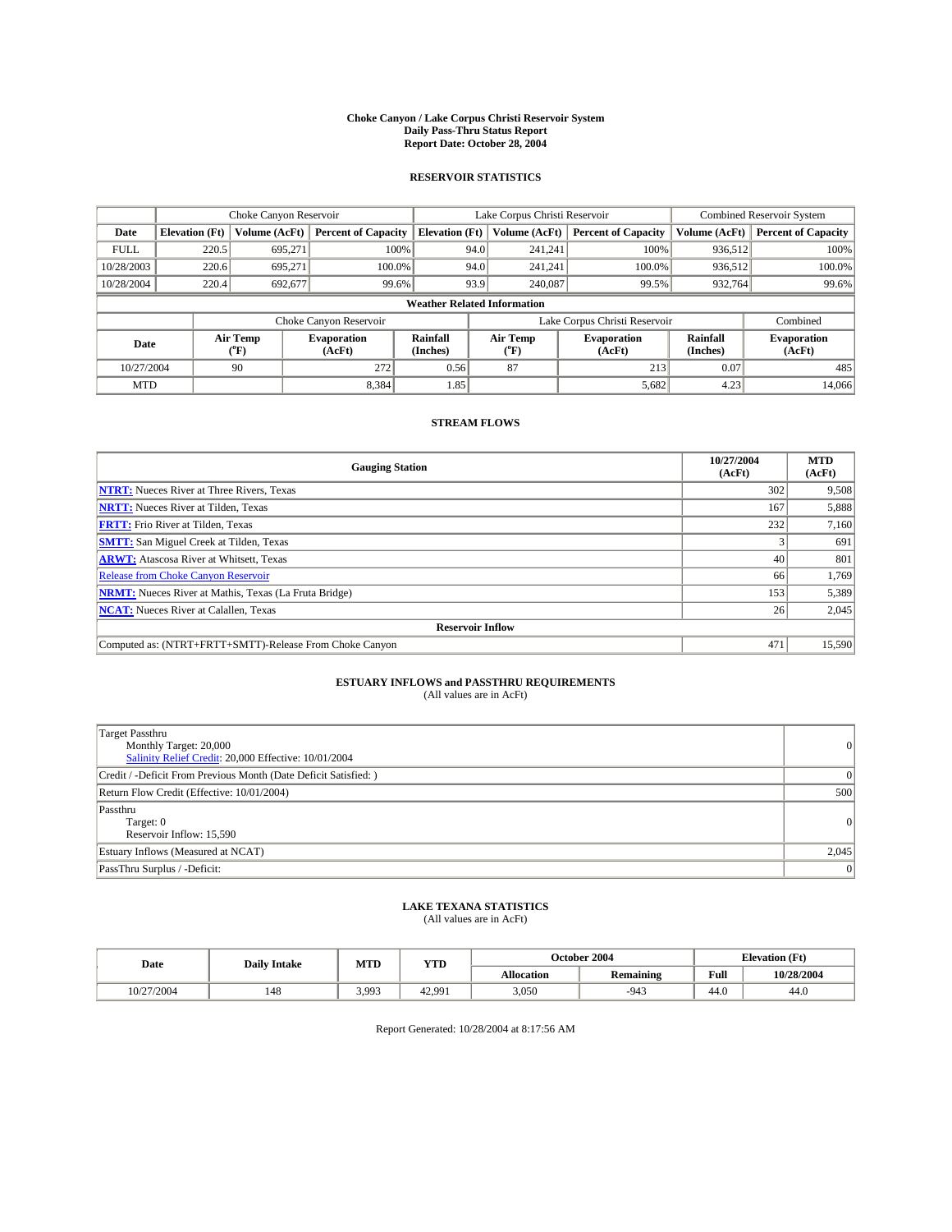# Choke Canyon / Lake Corpus Christi Reservoir System
## Daily Pass-Thru Status Report
## Report Date: October 28, 2004

### RESERVOIR STATISTICS

| | Choke Canyon Reservoir | | | Lake Corpus Christi Reservoir | | | Combined Reservoir System | |
|---|---|---|---|---|---|---|---|---|
| Date | Elevation (Ft) | Volume (AcFt) | Percent of Capacity | Elevation (Ft) | Volume (AcFt) | Percent of Capacity | Volume (AcFt) | Percent of Capacity |
| FULL | 220.5 | 695,271 | 100% | 94.0 | 241,241 | 100% | 936,512 | 100% |
| 10/28/2003 | 220.6 | 695,271 | 100.0% | 94.0 | 241,241 | 100.0% | 936,512 | 100.0% |
| 10/28/2004 | 220.4 | 692,677 | 99.6% | 93.9 | 240,087 | 99.5% | 932,764 | 99.6% |

**Weather Related Information**

| | Choke Canyon Reservoir | | | Lake Corpus Christi Reservoir | | | Combined |
|---|---|---|---|---|---|---|---|
| Date | Air Temp (°F) | Evaporation (AcFt) | Rainfall (Inches) | Air Temp (°F) | Evaporation (AcFt) | Rainfall (Inches) | Evaporation (AcFt) |
| 10/27/2004 | 90 | 272 | 0.56 | 87 | 213 | 0.07 | 485 |
| MTD | | 8,384 | 1.85 | | 5,682 | 4.23 | 14,066 |

### STREAM FLOWS

| Gauging Station | 10/27/2004 (AcFt) | MTD (AcFt) |
|---|---|---|
| NTRT: Nueces River at Three Rivers, Texas | 302 | 9,508 |
| NRTT: Nueces River at Tilden, Texas | 167 | 5,888 |
| FRTT: Frio River at Tilden, Texas | 232 | 7,160 |
| SMTT: San Miguel Creek at Tilden, Texas | 3 | 691 |
| ARWT: Atascosa River at Whitsett, Texas | 40 | 801 |
| Release from Choke Canyon Reservoir | 66 | 1,769 |
| NRMT: Nueces River at Mathis, Texas (La Fruta Bridge) | 153 | 5,389 |
| NCAT: Nueces River at Calallen, Texas | 26 | 2,045 |
| **Reservoir Inflow** | | |
| Computed as: (NTRT+FRTT+SMTT)-Release From Choke Canyon | 471 | 15,590 |

### ESTUARY INFLOWS and PASSTHRU REQUIREMENTS
(All values are in AcFt)

| | |
|---|---|
| Target Passthru<br>Monthly Target: 20,000<br>Salinity Relief Credit: 20,000 Effective: 10/01/2004 | 0 |
| Credit / -Deficit From Previous Month (Date Deficit Satisfied: ) | 0 |
| Return Flow Credit (Effective: 10/01/2004) | 500 |
| Passthru<br>Target: 0<br>Reservoir Inflow: 15,590 | 0 |
| Estuary Inflows (Measured at NCAT) | 2,045 |
| PassThru Surplus / -Deficit: | 0 |

### LAKE TEXANA STATISTICS
(All values are in AcFt)

| Date | Daily Intake | MTD | YTD | October 2004 | | Elevation (Ft) | |
|---|---|---|---|---|---|---|---|
| | | | | Allocation | Remaining | Full | 10/28/2004 |
| 10/27/2004 | 148 | 3,993 | 42,991 | 3,050 | -943 | 44.0 | 44.0 |

Report Generated: 10/28/2004 at 8:17:56 AM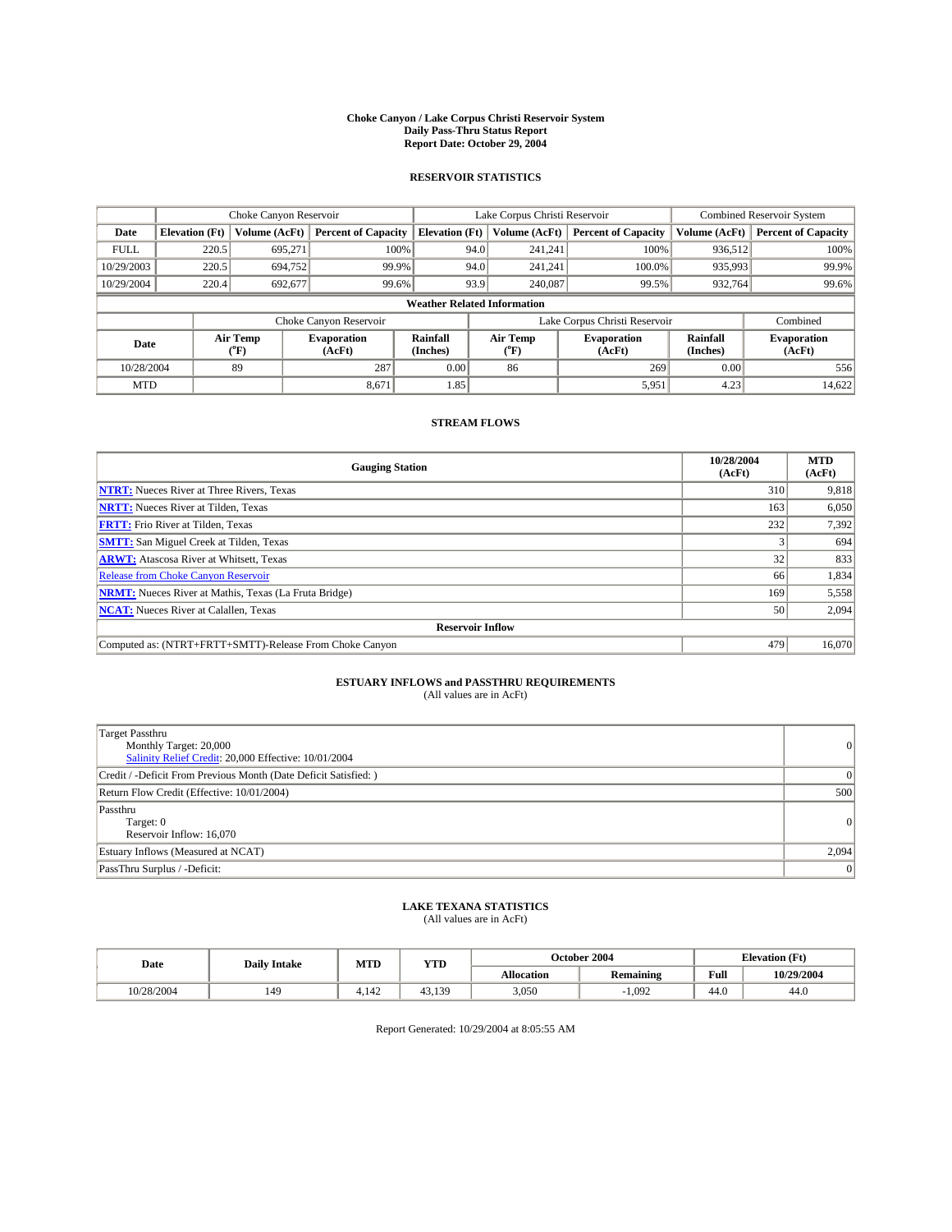# Choke Canyon / Lake Corpus Christi Reservoir System
## Daily Pass-Thru Status Report
### Report Date: October 29, 2004

## RESERVOIR STATISTICS

| | Choke Canyon Reservoir | | | Lake Corpus Christi Reservoir | | | Combined Reservoir System | |
|---|---|---|---|---|---|---|---|---|
| Date | Elevation (Ft) | Volume (AcFt) | Percent of Capacity | Elevation (Ft) | Volume (AcFt) | Percent of Capacity | Volume (AcFt) | Percent of Capacity |
| FULL | 220.5 | 695,271 | 100% | 94.0 | 241,241 | 100% | 936,512 | 100% |
| 10/29/2003 | 220.5 | 694,752 | 99.9% | 94.0 | 241,241 | 100.0% | 935,993 | 99.9% |
| 10/29/2004 | 220.4 | 692,677 | 99.6% | 93.9 | 240,087 | 99.5% | 932,764 | 99.6% |

**Weather Related Information**

| | Choke Canyon Reservoir | | | Lake Corpus Christi Reservoir | | | Combined |
|---|---|---|---|---|---|---|---|
| Date | Air Temp (°F) | Evaporation (AcFt) | Rainfall (Inches) | Air Temp (°F) | Evaporation (AcFt) | Rainfall (Inches) | Evaporation (AcFt) |
| 10/28/2004 | 89 | 287 | 0.00 | 86 | 269 | 0.00 | 556 |
| MTD | | 8,671 | 1.85 | | 5,951 | 4.23 | 14,622 |

## STREAM FLOWS

| Gauging Station | 10/28/2004 (AcFt) | MTD (AcFt) |
|---|---|---|
| **NTRT:** Nueces River at Three Rivers, Texas | 310 | 9,818 |
| **NRTT:** Nueces River at Tilden, Texas | 163 | 6,050 |
| **FRTT:** Frio River at Tilden, Texas | 232 | 7,392 |
| **SMTT:** San Miguel Creek at Tilden, Texas | 3 | 694 |
| **ARWT:** Atascosa River at Whitsett, Texas | 32 | 833 |
| Release from Choke Canyon Reservoir | 66 | 1,834 |
| **NRMT:** Nueces River at Mathis, Texas (La Fruta Bridge) | 169 | 5,558 |
| **NCAT:** Nueces River at Calallen, Texas | 50 | 2,094 |
| **Reservoir Inflow** | | |
| Computed as: (NTRT+FRTT+SMTT)-Release From Choke Canyon | 479 | 16,070 |

## ESTUARY INFLOWS and PASSTHRU REQUIREMENTS
(All values are in AcFt)

| | |
|---|---|
| Target Passthru<br>Monthly Target: 20,000<br>Salinity Relief Credit: 20,000 Effective: 10/01/2004 | 0 |
| Credit / -Deficit From Previous Month (Date Deficit Satisfied: ) | 0 |
| Return Flow Credit (Effective: 10/01/2004) | 500 |
| Passthru<br>Target: 0<br>Reservoir Inflow: 16,070 | 0 |
| Estuary Inflows (Measured at NCAT) | 2,094 |
| PassThru Surplus / -Deficit: | 0 |

## LAKE TEXANA STATISTICS
(All values are in AcFt)

| Date | Daily Intake | MTD | YTD | October 2004 | | Elevation (Ft) | |
|---|---|---|---|---|---|---|---|
| | | | | Allocation | Remaining | Full | 10/29/2004 |
| 10/28/2004 | 149 | 4,142 | 43,139 | 3,050 | -1,092 | 44.0 | 44.0 |

Report Generated: 10/29/2004 at 8:05:55 AM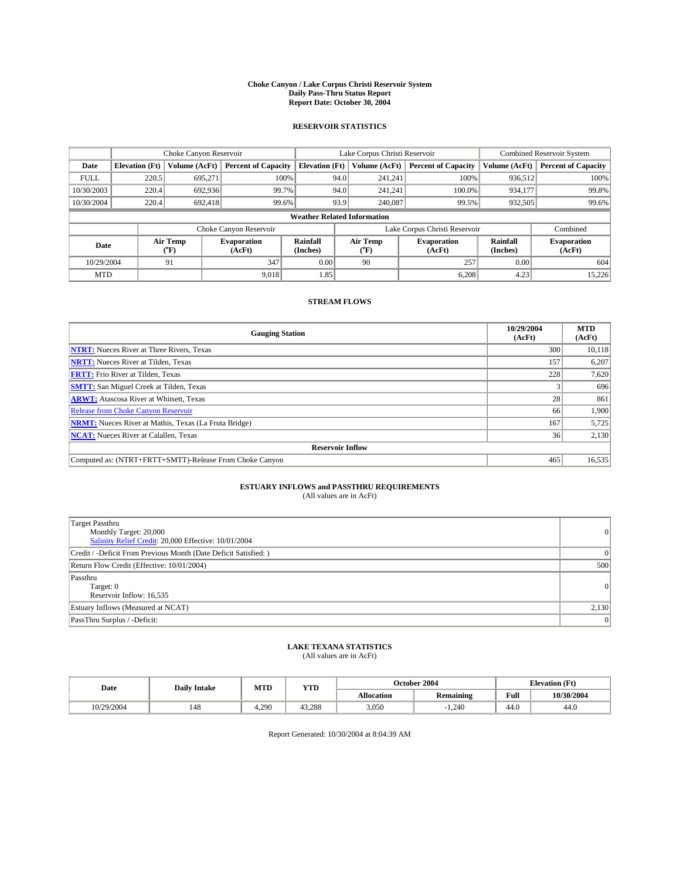**Choke Canyon / Lake Corpus Christi Reservoir System**
**Daily Pass-Thru Status Report**
**Report Date: October 30, 2004**

## RESERVOIR STATISTICS

| | Choke Canyon Reservoir | | | Lake Corpus Christi Reservoir | | | Combined Reservoir System | |
|---|---|---|---|---|---|---|---|---|
| **Date** | **Elevation (Ft)** | **Volume (AcFt)** | **Percent of Capacity** | **Elevation (Ft)** | **Volume (AcFt)** | **Percent of Capacity** | **Volume (AcFt)** | **Percent of Capacity** |
| FULL | 220.5 | 695,271 | 100% | 94.0 | 241,241 | 100% | 936,512 | 100% |
| 10/30/2003 | 220.4 | 692,936 | 99.7% | 94.0 | 241,241 | 100.0% | 934,177 | 99.8% |
| 10/30/2004 | 220.4 | 692,418 | 99.6% | 93.9 | 240,087 | 99.5% | 932,505 | 99.6% |

**Weather Related Information**

| | Choke Canyon Reservoir | | | Lake Corpus Christi Reservoir | | | Combined |
|---|---|---|---|---|---|---|---|
| **Date** | **Air Temp (°F)** | **Evaporation (AcFt)** | **Rainfall (Inches)** | **Air Temp (°F)** | **Evaporation (AcFt)** | **Rainfall (Inches)** | **Evaporation (AcFt)** |
| 10/29/2004 | 91 | 347 | 0.00 | 90 | 257 | 0.00 | 604 |
| MTD | | 9,018 | 1.85 | | 6,208 | 4.23 | 15,226 |

## STREAM FLOWS

| Gauging Station | 10/29/2004 (AcFt) | MTD (AcFt) |
|---|---|---|
| **NTRT:** Nueces River at Three Rivers, Texas | 300 | 10,118 |
| **NRTT:** Nueces River at Tilden, Texas | 157 | 6,207 |
| **FRTT:** Frio River at Tilden, Texas | 228 | 7,620 |
| **SMTT:** San Miguel Creek at Tilden, Texas | 3 | 696 |
| **ARWT:** Atascosa River at Whitsett, Texas | 28 | 861 |
| Release from Choke Canyon Reservoir | 66 | 1,900 |
| **NRMT:** Nueces River at Mathis, Texas (La Fruta Bridge) | 167 | 5,725 |
| **NCAT:** Nueces River at Calallen, Texas | 36 | 2,130 |
| **Reservoir Inflow** | | |
| Computed as: (NTRT+FRTT+SMTT)-Release From Choke Canyon | 465 | 16,535 |

## ESTUARY INFLOWS and PASSTHRU REQUIREMENTS

(All values are in AcFt)

| | |
|---|---|
| Target Passthru<br>Monthly Target: 20,000<br>Salinity Relief Credit: 20,000 Effective: 10/01/2004 | 0 |
| Credit / -Deficit From Previous Month (Date Deficit Satisfied: ) | 0 |
| Return Flow Credit (Effective: 10/01/2004) | 500 |
| Passthru<br>Target: 0<br>Reservoir Inflow: 16,535 | 0 |
| Estuary Inflows (Measured at NCAT) | 2,130 |
| PassThru Surplus / -Deficit: | 0 |

## LAKE TEXANA STATISTICS

(All values are in AcFt)

| Date | Daily Intake | MTD | YTD | October 2004 | | Elevation (Ft) | |
|---|---|---|---|---|---|---|---|
| | | | | **Allocation** | **Remaining** | **Full** | **10/30/2004** |
| 10/29/2004 | 148 | 4,290 | 43,288 | 3,050 | -1,240 | 44.0 | 44.0 |

Report Generated: 10/30/2004 at 8:04:39 AM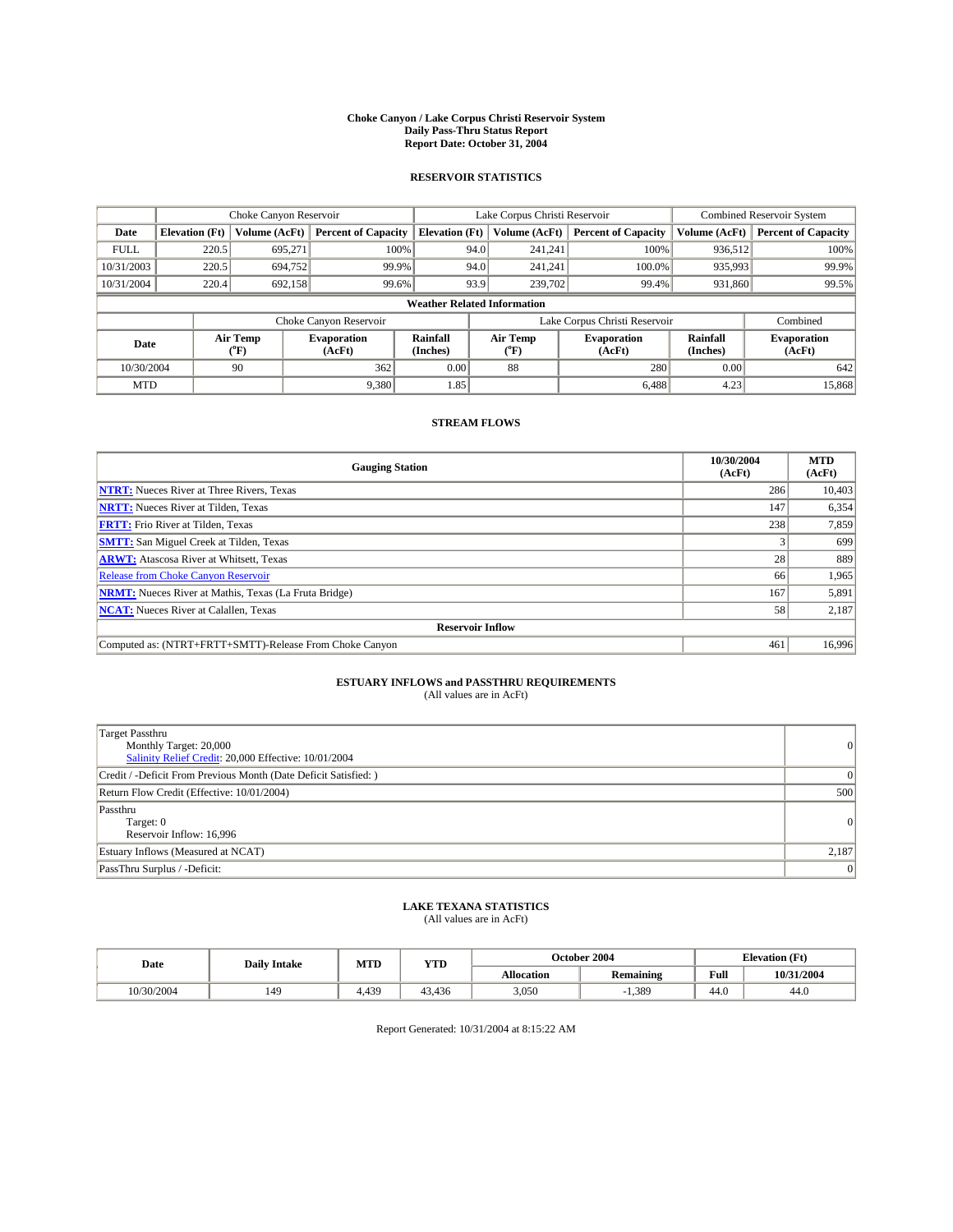# Choke Canyon / Lake Corpus Christi Reservoir System
## Daily Pass-Thru Status Report
## Report Date: October 31, 2004

### RESERVOIR STATISTICS

| | Choke Canyon Reservoir | | | Lake Corpus Christi Reservoir | | | Combined Reservoir System | |
|---|---|---|---|---|---|---|---|---|
| **Date** | **Elevation (Ft)** | **Volume (AcFt)** | **Percent of Capacity** | **Elevation (Ft)** | **Volume (AcFt)** | **Percent of Capacity** | **Volume (AcFt)** | **Percent of Capacity** |
| FULL | 220.5 | 695,271 | 100% | 94.0 | 241,241 | 100% | 936,512 | 100% |
| 10/31/2003 | 220.5 | 694,752 | 99.9% | 94.0 | 241,241 | 100.0% | 935,993 | 99.9% |
| 10/31/2004 | 220.4 | 692,158 | 99.6% | 93.9 | 239,702 | 99.4% | 931,860 | 99.5% |

**Weather Related Information**

| | Choke Canyon Reservoir | | | Lake Corpus Christi Reservoir | | | Combined |
|---|---|---|---|---|---|---|---|
| **Date** | **Air Temp (°F)** | **Evaporation (AcFt)** | **Rainfall (Inches)** | **Air Temp (°F)** | **Evaporation (AcFt)** | **Rainfall (Inches)** | **Evaporation (AcFt)** |
| 10/30/2004 | 90 | 362 | 0.00 | 88 | 280 | 0.00 | 642 |
| MTD | | 9,380 | 1.85 | | 6,488 | 4.23 | 15,868 |

### STREAM FLOWS

| Gauging Station | 10/30/2004 (AcFt) | MTD (AcFt) |
|---|---|---|
| **NTRT:** Nueces River at Three Rivers, Texas | 286 | 10,403 |
| **NRTT:** Nueces River at Tilden, Texas | 147 | 6,354 |
| **FRTT:** Frio River at Tilden, Texas | 238 | 7,859 |
| **SMTT:** San Miguel Creek at Tilden, Texas | 3 | 699 |
| **ARWT:** Atascosa River at Whitsett, Texas | 28 | 889 |
| Release from Choke Canyon Reservoir | 66 | 1,965 |
| **NRMT:** Nueces River at Mathis, Texas (La Fruta Bridge) | 167 | 5,891 |
| **NCAT:** Nueces River at Calallen, Texas | 58 | 2,187 |
| **Reservoir Inflow** | | |
| Computed as: (NTRT+FRTT+SMTT)-Release From Choke Canyon | 461 | 16,996 |

### ESTUARY INFLOWS and PASSTHRU REQUIREMENTS
(All values are in AcFt)

| | |
|---|---|
| Target Passthru<br>Monthly Target: 20,000<br>Salinity Relief Credit: 20,000 Effective: 10/01/2004 | 0 |
| Credit / -Deficit From Previous Month (Date Deficit Satisfied: ) | 0 |
| Return Flow Credit (Effective: 10/01/2004) | 500 |
| Passthru<br>Target: 0<br>Reservoir Inflow: 16,996 | 0 |
| Estuary Inflows (Measured at NCAT) | 2,187 |
| PassThru Surplus / -Deficit: | 0 |

### LAKE TEXANA STATISTICS
(All values are in AcFt)

| Date | Daily Intake | MTD | YTD | October 2004 | | Elevation (Ft) | |
|---|---|---|---|---|---|---|---|
| | | | | **Allocation** | **Remaining** | **Full** | **10/31/2004** |
| 10/30/2004 | 149 | 4,439 | 43,436 | 3,050 | -1,389 | 44.0 | 44.0 |

Report Generated: 10/31/2004 at 8:15:22 AM